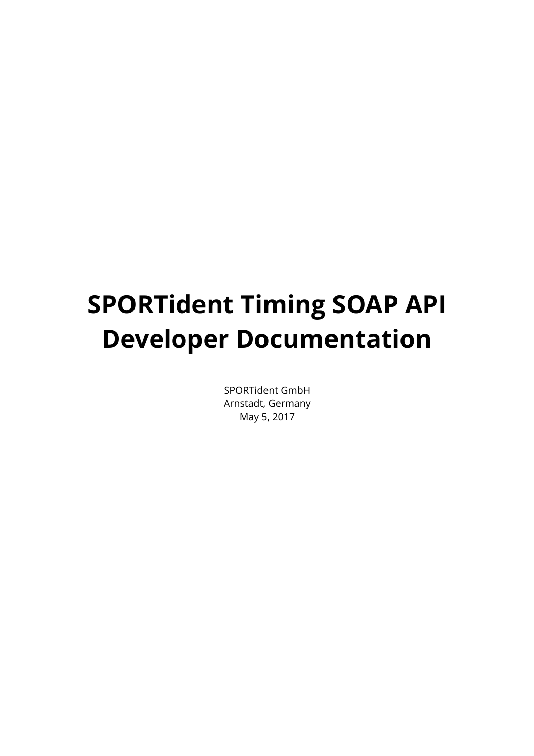# SPORTident Timing SOAP API Developer Documentation

SPORTident GmbH
Arnstadt, Germany
May 5, 2017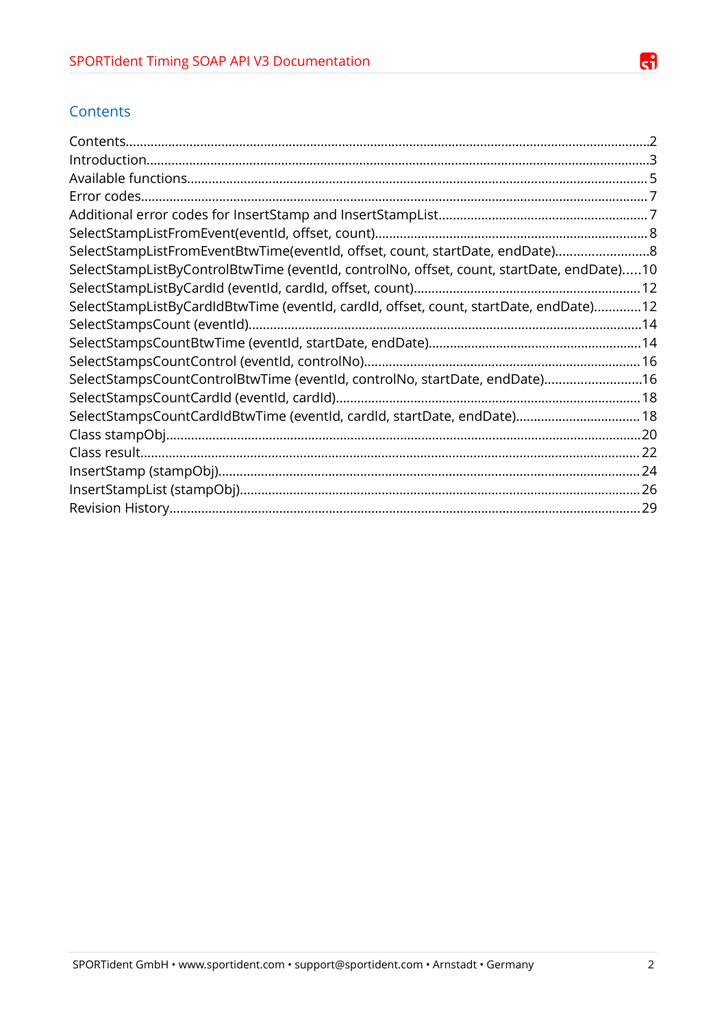## Contents

- Contents........................................................................................................2
- Introduction......................................................................................................3
- Available functions..........................................................................................5
- Error codes.......................................................................................................7
- Additional error codes for InsertStamp and InsertStampList..........................7
- SelectStampListFromEvent(eventId, offset, count)..........................................8
- SelectStampListFromEventBtwTime(eventId, offset, count, startDate, endDate)..........8
- SelectStampListByControlBtwTime (eventId, controlNo, offset, count, startDate, endDate).....10
- SelectStampListByCardId (eventId, cardId, offset, count)..............................12
- SelectStampListByCardIdBtwTime (eventId, cardId, offset, count, startDate, endDate).............12
- SelectStampsCount (eventId)..........................................................................14
- SelectStampsCountBtwTime (eventId, startDate, endDate)............................14
- SelectStampsCountControl (eventId, controlNo)............................................16
- SelectStampsCountControlBtwTime (eventId, controlNo, startDate, endDate)...........................16
- SelectStampsCountCardId (eventId, cardId)...................................................18
- SelectStampsCountCardIdBtwTime (eventId, cardId, startDate, endDate)......................18
- Class stampObj...............................................................................................20
- Class result......................................................................................................22
- InsertStamp (stampObj)..................................................................................24
- InsertStampList (stampObj)............................................................................26
- Revision History..............................................................................................29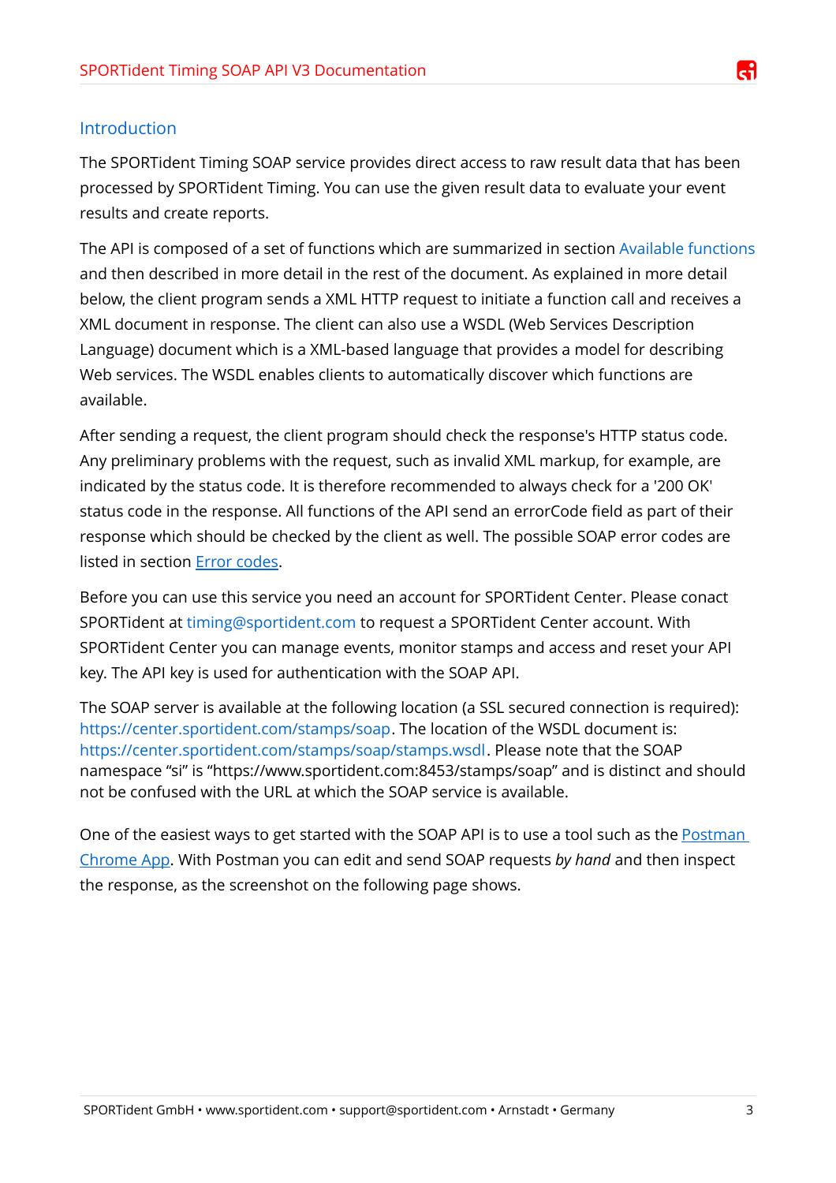## Introduction

The SPORTident Timing SOAP service provides direct access to raw result data that has been processed by SPORTident Timing. You can use the given result data to evaluate your event results and create reports.

The API is composed of a set of functions which are summarized in section Available functions and then described in more detail in the rest of the document. As explained in more detail below, the client program sends a XML HTTP request to initiate a function call and receives a XML document in response. The client can also use a WSDL (Web Services Description Language) document which is a XML-based language that provides a model for describing Web services. The WSDL enables clients to automatically discover which functions are available.

After sending a request, the client program should check the response's HTTP status code. Any preliminary problems with the request, such as invalid XML markup, for example, are indicated by the status code. It is therefore recommended to always check for a '200 OK' status code in the response. All functions of the API send an errorCode field as part of their response which should be checked by the client as well. The possible SOAP error codes are listed in section Error codes.

Before you can use this service you need an account for SPORTident Center. Please conact SPORTident at timing@sportident.com to request a SPORTident Center account. With SPORTident Center you can manage events, monitor stamps and access and reset your API key. The API key is used for authentication with the SOAP API.

The SOAP server is available at the following location (a SSL secured connection is required): https://center.sportident.com/stamps/soap. The location of the WSDL document is: https://center.sportident.com/stamps/soap/stamps.wsdl. Please note that the SOAP namespace “si” is “https://www.sportident.com:8453/stamps/soap” and is distinct and should not be confused with the URL at which the SOAP service is available.

One of the easiest ways to get started with the SOAP API is to use a tool such as the Postman Chrome App. With Postman you can edit and send SOAP requests *by hand* and then inspect the response, as the screenshot on the following page shows.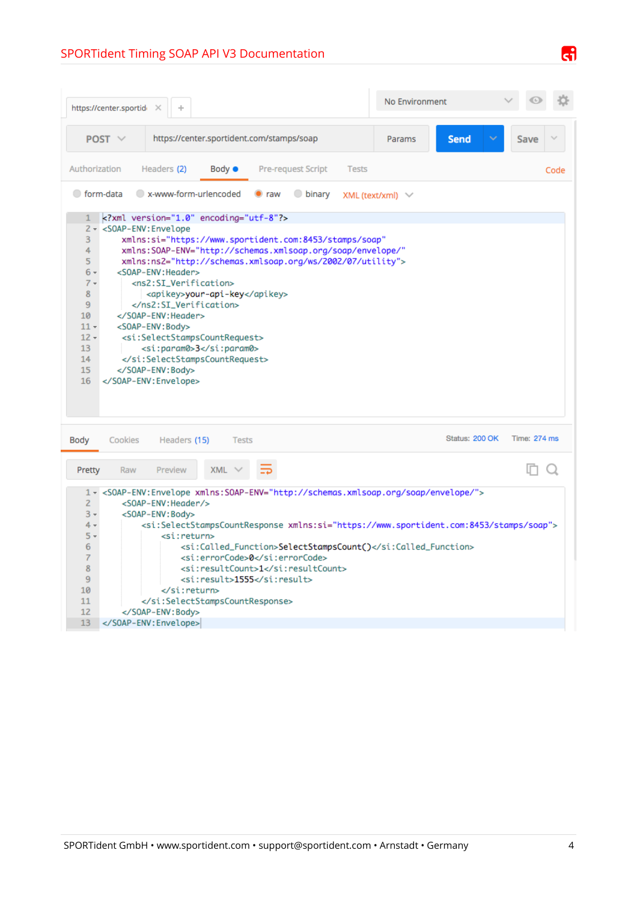```
POST  https://center.sportident.com/stamps/soap
```

Body (raw, XML (text/xml)):

```xml
<?xml version="1.0" encoding="utf-8"?>
<SOAP-ENV:Envelope
    xmlns:si="https://www.sportident.com:8453/stamps/soap"
    xmlns:SOAP-ENV="http://schemas.xmlsoap.org/soap/envelope/"
    xmlns:ns2="http://schemas.xmlsoap.org/ws/2002/07/utility">
   <SOAP-ENV:Header>
      <ns2:SI_Verification>
         <apikey>your-api-key</apikey>
      </ns2:SI_Verification>
   </SOAP-ENV:Header>
   <SOAP-ENV:Body>
    <si:SelectStampsCountRequest>
        <si:param0>3</si:param0>
    </si:SelectStampsCountRequest>
   </SOAP-ENV:Body>
</SOAP-ENV:Envelope>
```

Status: 200 OK Time: 274 ms

```xml
<SOAP-ENV:Envelope xmlns:SOAP-ENV="http://schemas.xmlsoap.org/soap/envelope/">
    <SOAP-ENV:Header/>
    <SOAP-ENV:Body>
        <si:SelectStampsCountResponse xmlns:si="https://www.sportident.com:8453/stamps/soap">
            <si:return>
                <si:Called_Function>SelectStampsCount()</si:Called_Function>
                <si:errorCode>0</si:errorCode>
                <si:resultCount>1</si:resultCount>
                <si:result>1555</si:result>
            </si:return>
        </si:SelectStampsCountResponse>
    </SOAP-ENV:Body>
</SOAP-ENV:Envelope>
```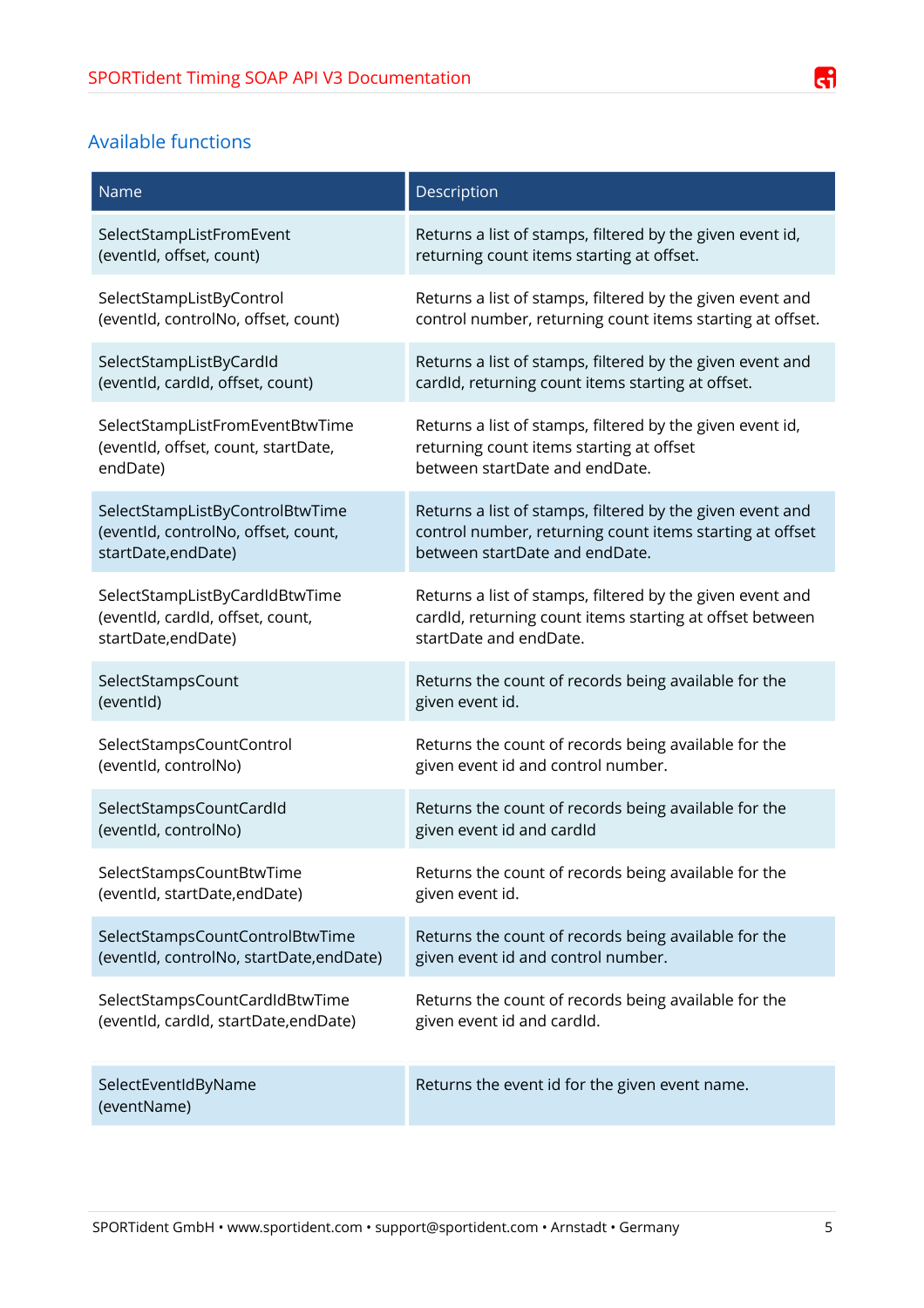## Available functions

| Name | Description |
|---|---|
| SelectStampListFromEvent (eventId, offset, count) | Returns a list of stamps, filtered by the given event id, returning count items starting at offset. |
| SelectStampListByControl (eventId, controlNo, offset, count) | Returns a list of stamps, filtered by the given event and control number, returning count items starting at offset. |
| SelectStampListByCardId (eventId, cardId, offset, count) | Returns a list of stamps, filtered by the given event and cardId, returning count items starting at offset. |
| SelectStampListFromEventBtwTime (eventId, offset, count, startDate, endDate) | Returns a list of stamps, filtered by the given event id, returning count items starting at offset between startDate and endDate. |
| SelectStampListByControlBtwTime (eventId, controlNo, offset, count, startDate,endDate) | Returns a list of stamps, filtered by the given event and control number, returning count items starting at offset between startDate and endDate. |
| SelectStampListByCardIdBtwTime (eventId, cardId, offset, count, startDate,endDate) | Returns a list of stamps, filtered by the given event and cardId, returning count items starting at offset between startDate and endDate. |
| SelectStampsCount (eventId) | Returns the count of records being available for the given event id. |
| SelectStampsCountControl (eventId, controlNo) | Returns the count of records being available for the given event id and control number. |
| SelectStampsCountCardId (eventId, controlNo) | Returns the count of records being available for the given event id and cardId |
| SelectStampsCountBtwTime (eventId, startDate,endDate) | Returns the count of records being available for the given event id. |
| SelectStampsCountControlBtwTime (eventId, controlNo, startDate,endDate) | Returns the count of records being available for the given event id and control number. |
| SelectStampsCountCardIdBtwTime (eventId, cardId, startDate,endDate) | Returns the count of records being available for the given event id and cardId. |
| SelectEventIdByName (eventName) | Returns the event id for the given event name. |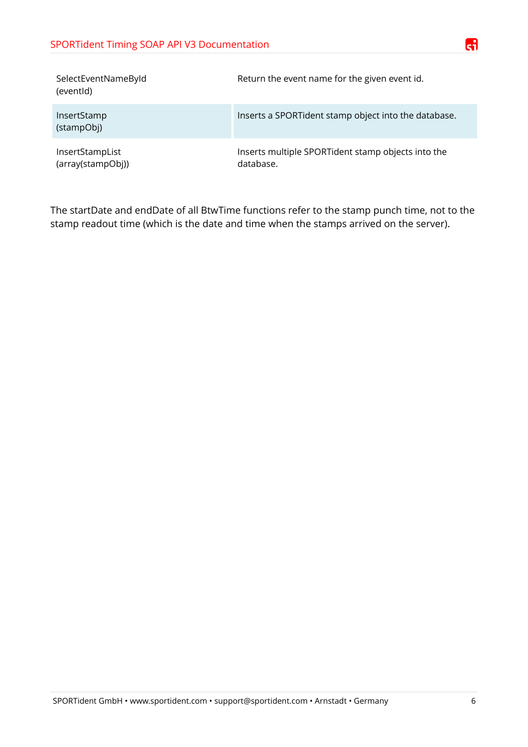| | |
|---|---|
| SelectEventNameById (eventId) | Return the event name for the given event id. |
| InsertStamp (stampObj) | Inserts a SPORTident stamp object into the database. |
| InsertStampList (array(stampObj)) | Inserts multiple SPORTident stamp objects into the database. |

The startDate and endDate of all BtwTime functions refer to the stamp punch time, not to the stamp readout time (which is the date and time when the stamps arrived on the server).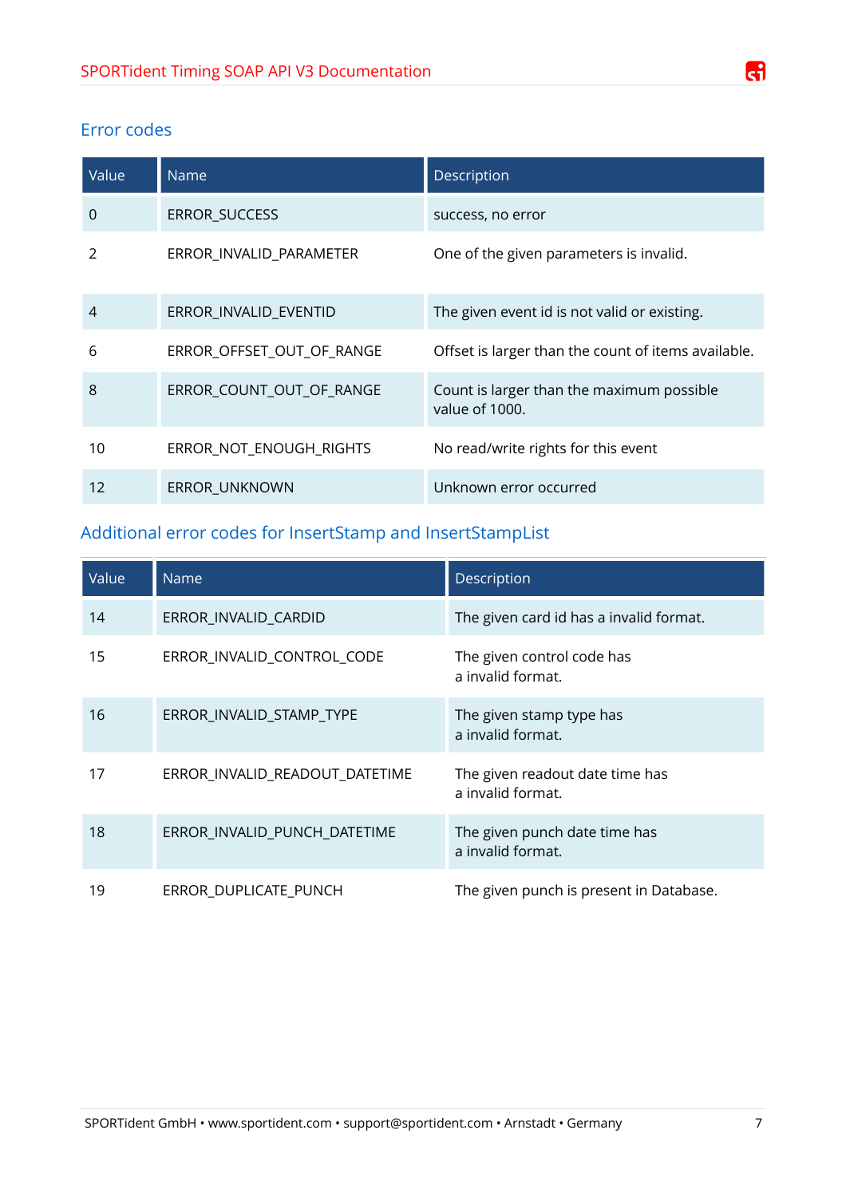## Error codes

| Value | Name | Description |
| --- | --- | --- |
| 0 | ERROR_SUCCESS | success, no error |
| 2 | ERROR_INVALID_PARAMETER | One of the given parameters is invalid. |
| 4 | ERROR_INVALID_EVENTID | The given event id is not valid or existing. |
| 6 | ERROR_OFFSET_OUT_OF_RANGE | Offset is larger than the count of items available. |
| 8 | ERROR_COUNT_OUT_OF_RANGE | Count is larger than the maximum possible value of 1000. |
| 10 | ERROR_NOT_ENOUGH_RIGHTS | No read/write rights for this event |
| 12 | ERROR_UNKNOWN | Unknown error occurred |

## Additional error codes for InsertStamp and InsertStampList

| Value | Name | Description |
| --- | --- | --- |
| 14 | ERROR_INVALID_CARDID | The given card id has a invalid format. |
| 15 | ERROR_INVALID_CONTROL_CODE | The given control code has a invalid format. |
| 16 | ERROR_INVALID_STAMP_TYPE | The given stamp type has a invalid format. |
| 17 | ERROR_INVALID_READOUT_DATETIME | The given readout date time has a invalid format. |
| 18 | ERROR_INVALID_PUNCH_DATETIME | The given punch date time has a invalid format. |
| 19 | ERROR_DUPLICATE_PUNCH | The given punch is present in Database. |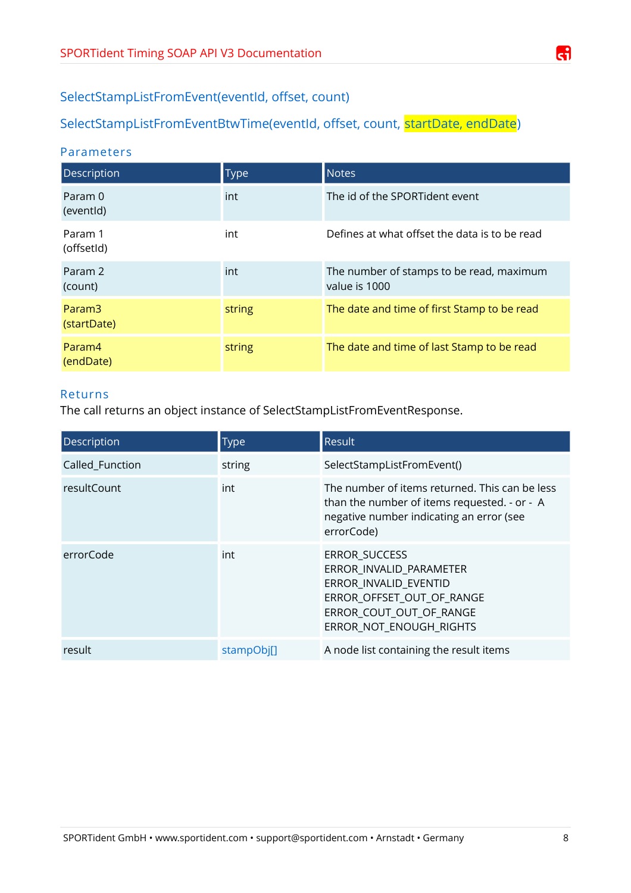## SelectStampListFromEvent(eventId, offset, count)

## SelectStampListFromEventBtwTime(eventId, offset, count, startDate, endDate)

### Parameters

| Description | Type | Notes |
|---|---|---|
| Param 0 (eventId) | int | The id of the SPORTident event |
| Param 1 (offsetId) | int | Defines at what offset the data is to be read |
| Param 2 (count) | int | The number of stamps to be read, maximum value is 1000 |
| Param3 (startDate) | string | The date and time of first Stamp to be read |
| Param4 (endDate) | string | The date and time of last Stamp to be read |

### Returns

The call returns an object instance of SelectStampListFromEventResponse.

| Description | Type | Result |
|---|---|---|
| Called_Function | string | SelectStampListFromEvent() |
| resultCount | int | The number of items returned. This can be less than the number of items requested. - or - A negative number indicating an error (see errorCode) |
| errorCode | int | ERROR_SUCCESS<br>ERROR_INVALID_PARAMETER<br>ERROR_INVALID_EVENTID<br>ERROR_OFFSET_OUT_OF_RANGE<br>ERROR_COUT_OUT_OF_RANGE<br>ERROR_NOT_ENOUGH_RIGHTS |
| result | stampObj[] | A node list containing the result items |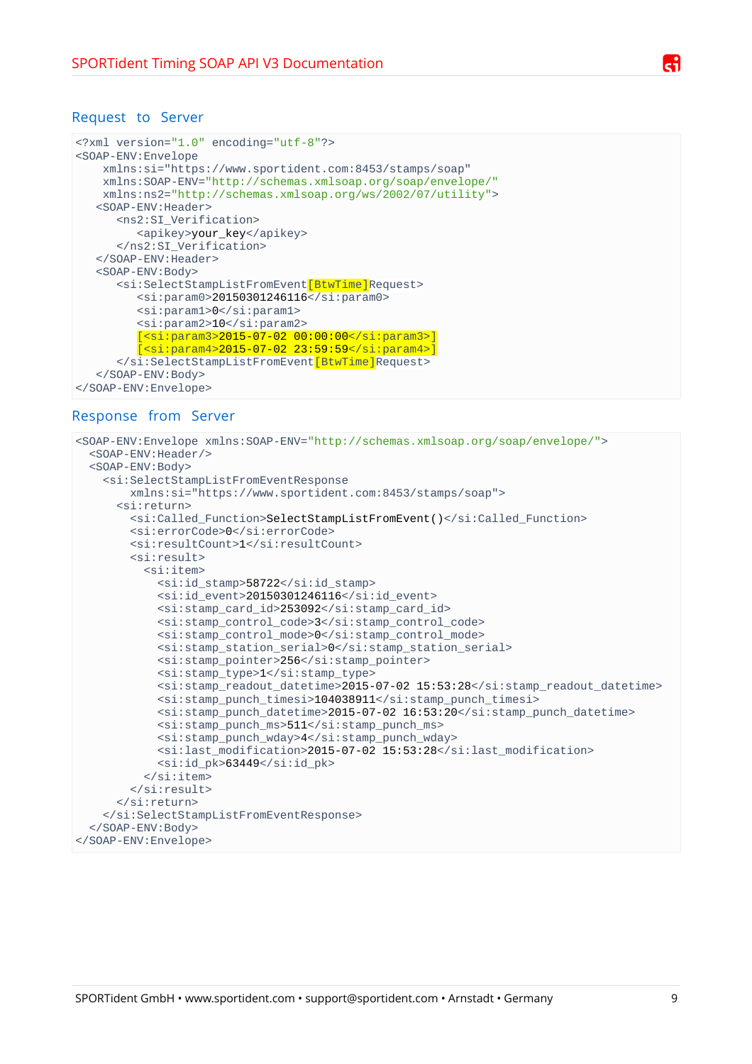### Request to Server

```
<?xml version="1.0" encoding="utf-8"?>
<SOAP-ENV:Envelope
    xmlns:si="https://www.sportident.com:8453/stamps/soap"
    xmlns:SOAP-ENV="http://schemas.xmlsoap.org/soap/envelope/"
    xmlns:ns2="http://schemas.xmlsoap.org/ws/2002/07/utility">
   <SOAP-ENV:Header>
      <ns2:SI_Verification>
         <apikey>your_key</apikey>
      </ns2:SI_Verification>
   </SOAP-ENV:Header>
   <SOAP-ENV:Body>
      <si:SelectStampListFromEvent[BtwTime]Request>
         <si:param0>20150301246116</si:param0>
         <si:param1>0</si:param1>
         <si:param2>10</si:param2>
         [<si:param3>2015-07-02 00:00:00</si:param3>]
         [<si:param4>2015-07-02 23:59:59</si:param4>]
      </si:SelectStampListFromEvent[BtwTime]Request>
   </SOAP-ENV:Body>
</SOAP-ENV:Envelope>
```

### Response from Server

```
<SOAP-ENV:Envelope xmlns:SOAP-ENV="http://schemas.xmlsoap.org/soap/envelope/">
  <SOAP-ENV:Header/>
  <SOAP-ENV:Body>
    <si:SelectStampListFromEventResponse
        xmlns:si="https://www.sportident.com:8453/stamps/soap">
      <si:return>
        <si:Called_Function>SelectStampListFromEvent()</si:Called_Function>
        <si:errorCode>0</si:errorCode>
        <si:resultCount>1</si:resultCount>
        <si:result>
          <si:item>
            <si:id_stamp>58722</si:id_stamp>
            <si:id_event>20150301246116</si:id_event>
            <si:stamp_card_id>253092</si:stamp_card_id>
            <si:stamp_control_code>3</si:stamp_control_code>
            <si:stamp_control_mode>0</si:stamp_control_mode>
            <si:stamp_station_serial>0</si:stamp_station_serial>
            <si:stamp_pointer>256</si:stamp_pointer>
            <si:stamp_type>1</si:stamp_type>
            <si:stamp_readout_datetime>2015-07-02 15:53:28</si:stamp_readout_datetime>
            <si:stamp_punch_timesi>104038911</si:stamp_punch_timesi>
            <si:stamp_punch_datetime>2015-07-02 16:53:20</si:stamp_punch_datetime>
            <si:stamp_punch_ms>511</si:stamp_punch_ms>
            <si:stamp_punch_wday>4</si:stamp_punch_wday>
            <si:last_modification>2015-07-02 15:53:28</si:last_modification>
            <si:id_pk>63449</si:id_pk>
          </si:item>
        </si:result>
      </si:return>
    </si:SelectStampListFromEventResponse>
  </SOAP-ENV:Body>
</SOAP-ENV:Envelope>
```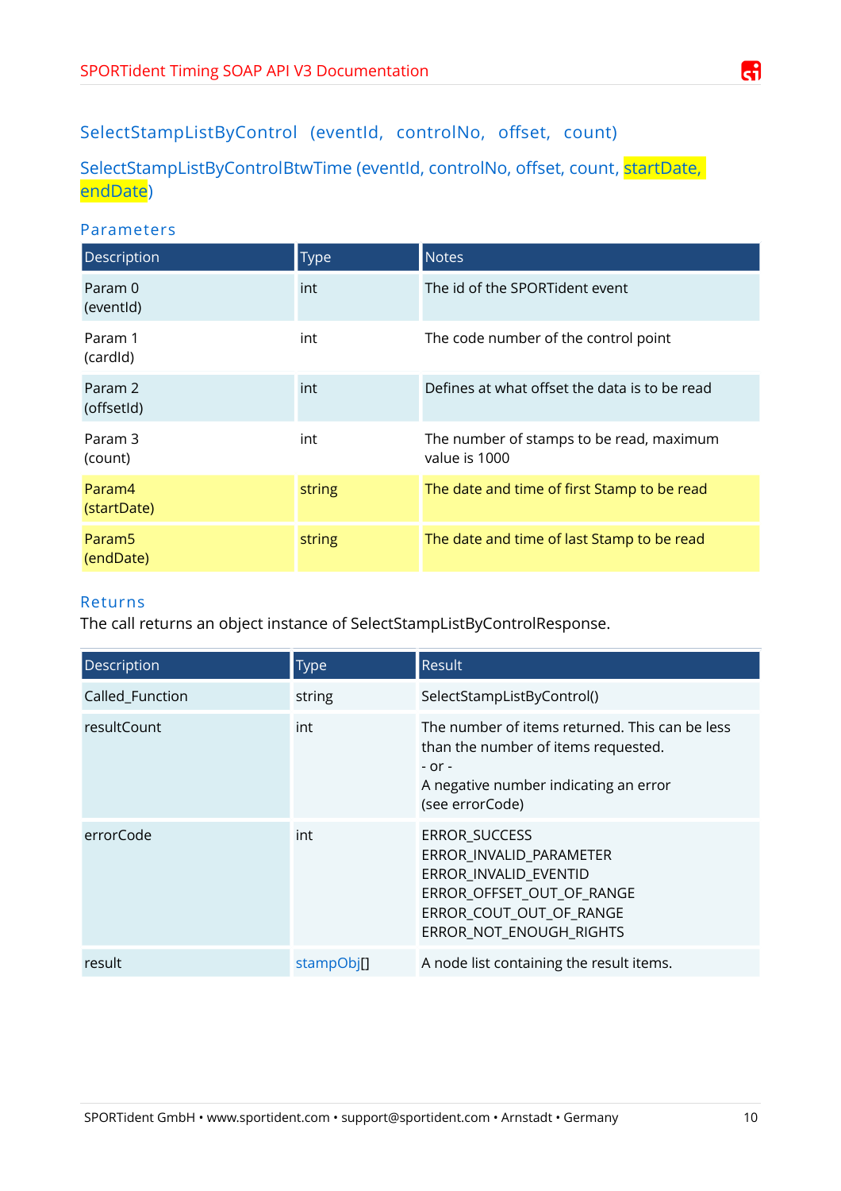## SelectStampListByControl (eventId, controlNo, offset, count)

## SelectStampListByControlBtwTime (eventId, controlNo, offset, count, startDate, endDate)

### Parameters

| Description | Type | Notes |
|---|---|---|
| Param 0 (eventId) | int | The id of the SPORTident event |
| Param 1 (cardId) | int | The code number of the control point |
| Param 2 (offsetId) | int | Defines at what offset the data is to be read |
| Param 3 (count) | int | The number of stamps to be read, maximum value is 1000 |
| Param4 (startDate) | string | The date and time of first Stamp to be read |
| Param5 (endDate) | string | The date and time of last Stamp to be read |

### Returns

The call returns an object instance of SelectStampListByControlResponse.

| Description | Type | Result |
|---|---|---|
| Called_Function | string | SelectStampListByControl() |
| resultCount | int | The number of items returned. This can be less than the number of items requested.<br>- or -<br>A negative number indicating an error (see errorCode) |
| errorCode | int | ERROR_SUCCESS<br>ERROR_INVALID_PARAMETER<br>ERROR_INVALID_EVENTID<br>ERROR_OFFSET_OUT_OF_RANGE<br>ERROR_COUT_OUT_OF_RANGE<br>ERROR_NOT_ENOUGH_RIGHTS |
| result | stampObj[] | A node list containing the result items. |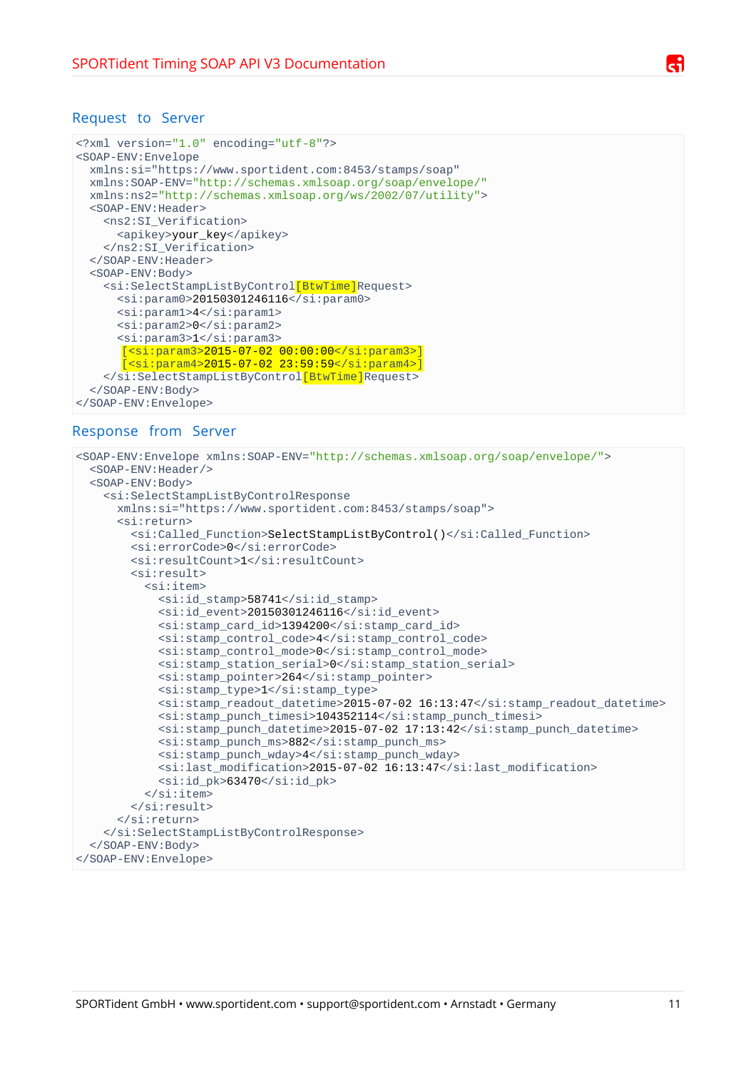### Request to Server

```
<?xml version="1.0" encoding="utf-8"?>
<SOAP-ENV:Envelope
  xmlns:si="https://www.sportident.com:8453/stamps/soap"
  xmlns:SOAP-ENV="http://schemas.xmlsoap.org/soap/envelope/"
  xmlns:ns2="http://schemas.xmlsoap.org/ws/2002/07/utility">
  <SOAP-ENV:Header>
    <ns2:SI_Verification>
      <apikey>your_key</apikey>
    </ns2:SI_Verification>
  </SOAP-ENV:Header>
  <SOAP-ENV:Body>
    <si:SelectStampListByControl[BtwTime]Request>
      <si:param0>20150301246116</si:param0>
      <si:param1>4</si:param1>
      <si:param2>0</si:param2>
      <si:param3>1</si:param3>
       [<si:param3>2015-07-02 00:00:00</si:param3>]
       [<si:param4>2015-07-02 23:59:59</si:param4>]
    </si:SelectStampListByControl[BtwTime]Request>
  </SOAP-ENV:Body>
</SOAP-ENV:Envelope>
```

### Response from Server

```
<SOAP-ENV:Envelope xmlns:SOAP-ENV="http://schemas.xmlsoap.org/soap/envelope/">
  <SOAP-ENV:Header/>
  <SOAP-ENV:Body>
    <si:SelectStampListByControlResponse
      xmlns:si="https://www.sportident.com:8453/stamps/soap">
      <si:return>
        <si:Called_Function>SelectStampListByControl()</si:Called_Function>
        <si:errorCode>0</si:errorCode>
        <si:resultCount>1</si:resultCount>
        <si:result>
          <si:item>
            <si:id_stamp>58741</si:id_stamp>
            <si:id_event>20150301246116</si:id_event>
            <si:stamp_card_id>1394200</si:stamp_card_id>
            <si:stamp_control_code>4</si:stamp_control_code>
            <si:stamp_control_mode>0</si:stamp_control_mode>
            <si:stamp_station_serial>0</si:stamp_station_serial>
            <si:stamp_pointer>264</si:stamp_pointer>
            <si:stamp_type>1</si:stamp_type>
            <si:stamp_readout_datetime>2015-07-02 16:13:47</si:stamp_readout_datetime>
            <si:stamp_punch_timesi>104352114</si:stamp_punch_timesi>
            <si:stamp_punch_datetime>2015-07-02 17:13:42</si:stamp_punch_datetime>
            <si:stamp_punch_ms>882</si:stamp_punch_ms>
            <si:stamp_punch_wday>4</si:stamp_punch_wday>
            <si:last_modification>2015-07-02 16:13:47</si:last_modification>
            <si:id_pk>63470</si:id_pk>
          </si:item>
        </si:result>
      </si:return>
    </si:SelectStampListByControlResponse>
  </SOAP-ENV:Body>
</SOAP-ENV:Envelope>
```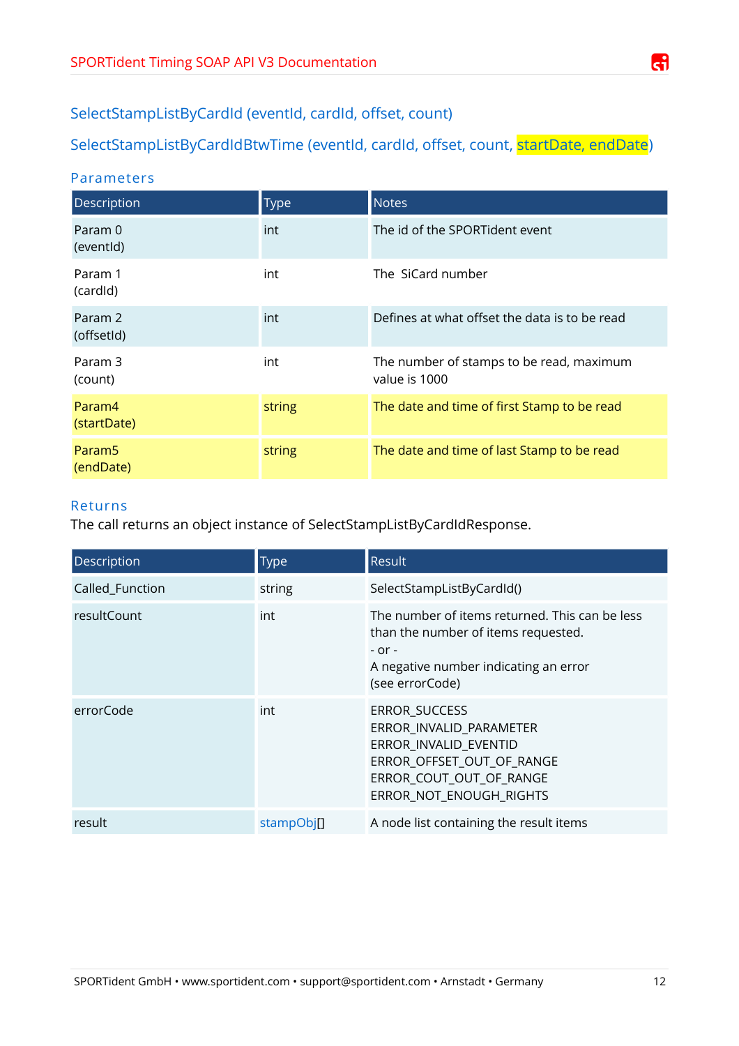## SelectStampListByCardId (eventId, cardId, offset, count)

## SelectStampListByCardIdBtwTime (eventId, cardId, offset, count, startDate, endDate)

### Parameters

| Description | Type | Notes |
|---|---|---|
| Param 0 (eventId) | int | The id of the SPORTident event |
| Param 1 (cardId) | int | The  SiCard number |
| Param 2 (offsetId) | int | Defines at what offset the data is to be read |
| Param 3 (count) | int | The number of stamps to be read, maximum value is 1000 |
| Param4 (startDate) | string | The date and time of first Stamp to be read |
| Param5 (endDate) | string | The date and time of last Stamp to be read |

### Returns

The call returns an object instance of SelectStampListByCardIdResponse.

| Description | Type | Result |
|---|---|---|
| Called_Function | string | SelectStampListByCardId() |
| resultCount | int | The number of items returned. This can be less than the number of items requested.<br>- or -<br>A negative number indicating an error (see errorCode) |
| errorCode | int | ERROR_SUCCESS<br>ERROR_INVALID_PARAMETER<br>ERROR_INVALID_EVENTID<br>ERROR_OFFSET_OUT_OF_RANGE<br>ERROR_COUT_OUT_OF_RANGE<br>ERROR_NOT_ENOUGH_RIGHTS |
| result | stampObj[] | A node list containing the result items |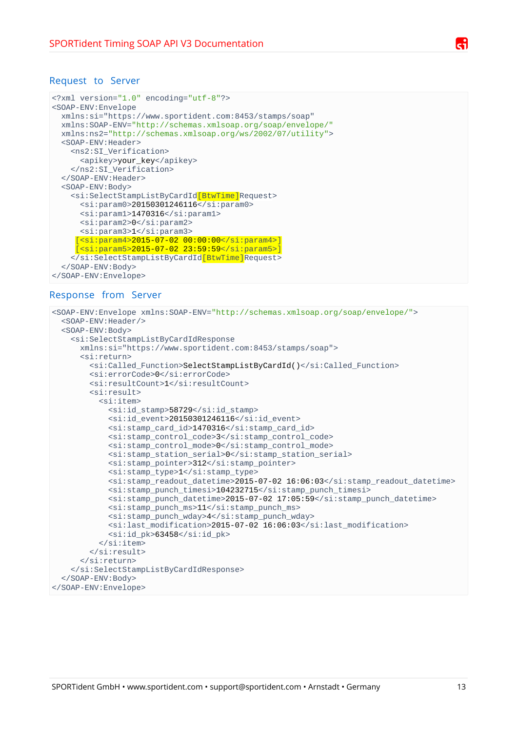## Request to Server

```
<?xml version="1.0" encoding="utf-8"?>
<SOAP-ENV:Envelope
  xmlns:si="https://www.sportident.com:8453/stamps/soap"
  xmlns:SOAP-ENV="http://schemas.xmlsoap.org/soap/envelope/"
  xmlns:ns2="http://schemas.xmlsoap.org/ws/2002/07/utility">
  <SOAP-ENV:Header>
    <ns2:SI_Verification>
      <apikey>your_key</apikey>
    </ns2:SI_Verification>
  </SOAP-ENV:Header>
  <SOAP-ENV:Body>
    <si:SelectStampListByCardId[BtwTime]Request>
      <si:param0>20150301246116</si:param0>
      <si:param1>1470316</si:param1>
      <si:param2>0</si:param2>
      <si:param3>1</si:param3>
     [<si:param4>2015-07-02 00:00:00</si:param4>]
     [<si:param5>2015-07-02 23:59:59</si:param5>]
    </si:SelectStampListByCardId[BtwTime]Request>
  </SOAP-ENV:Body>
</SOAP-ENV:Envelope>
```

## Response from Server

```
<SOAP-ENV:Envelope xmlns:SOAP-ENV="http://schemas.xmlsoap.org/soap/envelope/">
  <SOAP-ENV:Header/>
  <SOAP-ENV:Body>
    <si:SelectStampListByCardIdResponse
      xmlns:si="https://www.sportident.com:8453/stamps/soap">
      <si:return>
        <si:Called_Function>SelectStampListByCardId()</si:Called_Function>
        <si:errorCode>0</si:errorCode>
        <si:resultCount>1</si:resultCount>
        <si:result>
          <si:item>
            <si:id_stamp>58729</si:id_stamp>
            <si:id_event>20150301246116</si:id_event>
            <si:stamp_card_id>1470316</si:stamp_card_id>
            <si:stamp_control_code>3</si:stamp_control_code>
            <si:stamp_control_mode>0</si:stamp_control_mode>
            <si:stamp_station_serial>0</si:stamp_station_serial>
            <si:stamp_pointer>312</si:stamp_pointer>
            <si:stamp_type>1</si:stamp_type>
            <si:stamp_readout_datetime>2015-07-02 16:06:03</si:stamp_readout_datetime>
            <si:stamp_punch_timesi>104232715</si:stamp_punch_timesi>
            <si:stamp_punch_datetime>2015-07-02 17:05:59</si:stamp_punch_datetime>
            <si:stamp_punch_ms>11</si:stamp_punch_ms>
            <si:stamp_punch_wday>4</si:stamp_punch_wday>
            <si:last_modification>2015-07-02 16:06:03</si:last_modification>
            <si:id_pk>63458</si:id_pk>
          </si:item>
        </si:result>
      </si:return>
    </si:SelectStampListByCardIdResponse>
  </SOAP-ENV:Body>
</SOAP-ENV:Envelope>
```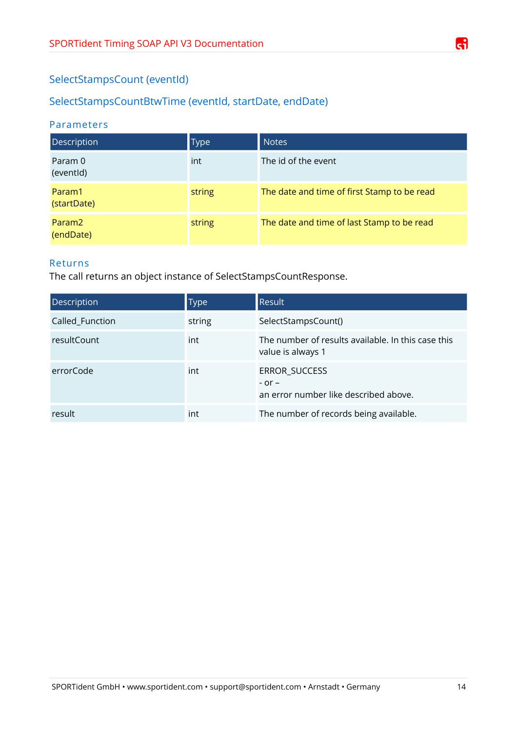## SelectStampsCount (eventId)

## SelectStampsCountBtwTime (eventId, startDate, endDate)

### Parameters

| Description | Type | Notes |
|---|---|---|
| Param 0 (eventId) | int | The id of the event |
| Param1 (startDate) | string | The date and time of first Stamp to be read |
| Param2 (endDate) | string | The date and time of last Stamp to be read |

### Returns

The call returns an object instance of SelectStampsCountResponse.

| Description | Type | Result |
|---|---|---|
| Called_Function | string | SelectStampsCount() |
| resultCount | int | The number of results available. In this case this value is always 1 |
| errorCode | int | ERROR_SUCCESS<br>- or –<br>an error number like described above. |
| result | int | The number of records being available. |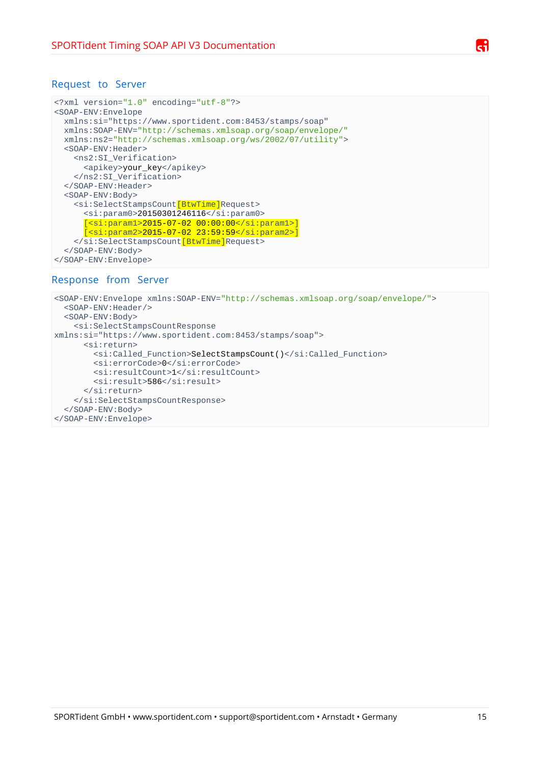## Request to Server

```
<?xml version="1.0" encoding="utf-8"?>
<SOAP-ENV:Envelope
  xmlns:si="https://www.sportident.com:8453/stamps/soap"
  xmlns:SOAP-ENV="http://schemas.xmlsoap.org/soap/envelope/"
  xmlns:ns2="http://schemas.xmlsoap.org/ws/2002/07/utility">
  <SOAP-ENV:Header>
    <ns2:SI_Verification>
      <apikey>your_key</apikey>
    </ns2:SI_Verification>
  </SOAP-ENV:Header>
  <SOAP-ENV:Body>
    <si:SelectStampsCount[BtwTime]Request>
      <si:param0>20150301246116</si:param0>
      [<si:param1>2015-07-02 00:00:00</si:param1>]
      [<si:param2>2015-07-02 23:59:59</si:param2>]
    </si:SelectStampsCount[BtwTime]Request>
  </SOAP-ENV:Body>
</SOAP-ENV:Envelope>
```

## Response from Server

```
<SOAP-ENV:Envelope xmlns:SOAP-ENV="http://schemas.xmlsoap.org/soap/envelope/">
  <SOAP-ENV:Header/>
  <SOAP-ENV:Body>
    <si:SelectStampsCountResponse
xmlns:si="https://www.sportident.com:8453/stamps/soap">
      <si:return>
        <si:Called_Function>SelectStampsCount()</si:Called_Function>
        <si:errorCode>0</si:errorCode>
        <si:resultCount>1</si:resultCount>
        <si:result>586</si:result>
      </si:return>
    </si:SelectStampsCountResponse>
  </SOAP-ENV:Body>
</SOAP-ENV:Envelope>
```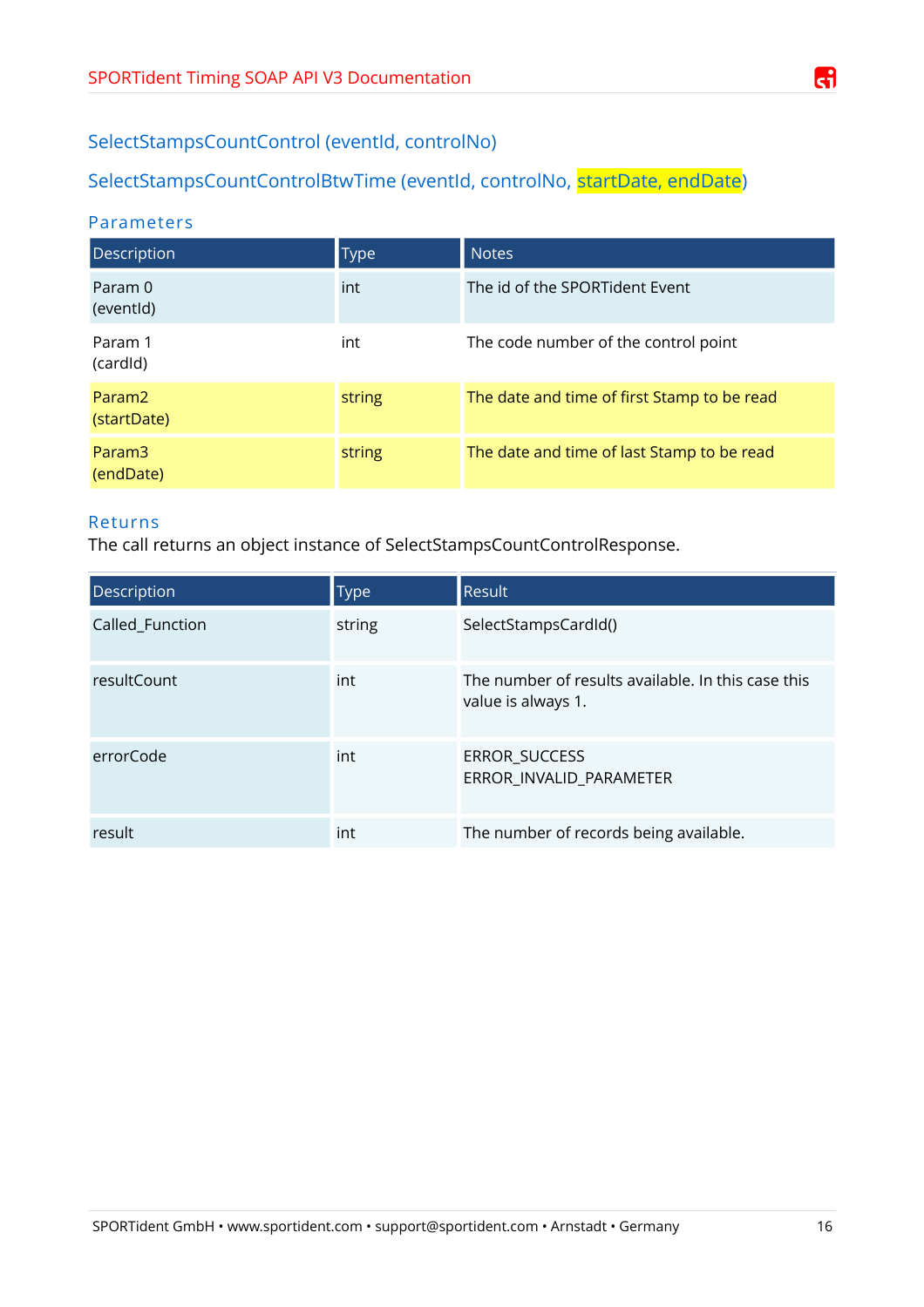## SelectStampsCountControl (eventId, controlNo)

## SelectStampsCountControlBtwTime (eventId, controlNo, startDate, endDate)

### Parameters

| Description | Type | Notes |
| --- | --- | --- |
| Param 0 (eventId) | int | The id of the SPORTident Event |
| Param 1 (cardId) | int | The code number of the control point |
| Param2 (startDate) | string | The date and time of first Stamp to be read |
| Param3 (endDate) | string | The date and time of last Stamp to be read |

### Returns

The call returns an object instance of SelectStampsCountControlResponse.

| Description | Type | Result |
| --- | --- | --- |
| Called_Function | string | SelectStampsCardId() |
| resultCount | int | The number of results available. In this case this value is always 1. |
| errorCode | int | ERROR_SUCCESS<br>ERROR_INVALID_PARAMETER |
| result | int | The number of records being available. |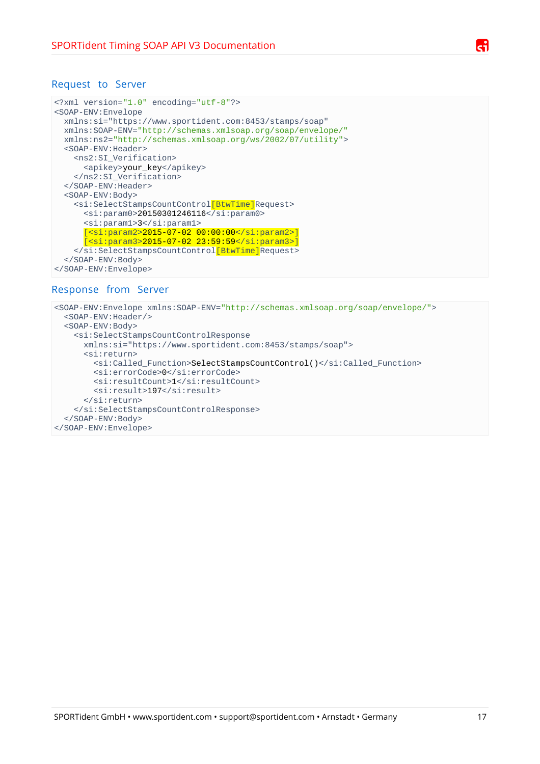### Request to Server

```
<?xml version="1.0" encoding="utf-8"?>
<SOAP-ENV:Envelope
  xmlns:si="https://www.sportident.com:8453/stamps/soap"
  xmlns:SOAP-ENV="http://schemas.xmlsoap.org/soap/envelope/"
  xmlns:ns2="http://schemas.xmlsoap.org/ws/2002/07/utility">
  <SOAP-ENV:Header>
    <ns2:SI_Verification>
      <apikey>your_key</apikey>
    </ns2:SI_Verification>
  </SOAP-ENV:Header>
  <SOAP-ENV:Body>
    <si:SelectStampsCountControl[BtwTime]Request>
      <si:param0>20150301246116</si:param0>
      <si:param1>3</si:param1>
      [<si:param2>2015-07-02 00:00:00</si:param2>]
      [<si:param3>2015-07-02 23:59:59</si:param3>]
    </si:SelectStampsCountControl[BtwTime]Request>
  </SOAP-ENV:Body>
</SOAP-ENV:Envelope>
```

### Response from Server

```
<SOAP-ENV:Envelope xmlns:SOAP-ENV="http://schemas.xmlsoap.org/soap/envelope/">
  <SOAP-ENV:Header/>
  <SOAP-ENV:Body>
    <si:SelectStampsCountControlResponse
      xmlns:si="https://www.sportident.com:8453/stamps/soap">
      <si:return>
        <si:Called_Function>SelectStampsCountControl()</si:Called_Function>
        <si:errorCode>0</si:errorCode>
        <si:resultCount>1</si:resultCount>
        <si:result>197</si:result>
      </si:return>
    </si:SelectStampsCountControlResponse>
  </SOAP-ENV:Body>
</SOAP-ENV:Envelope>
```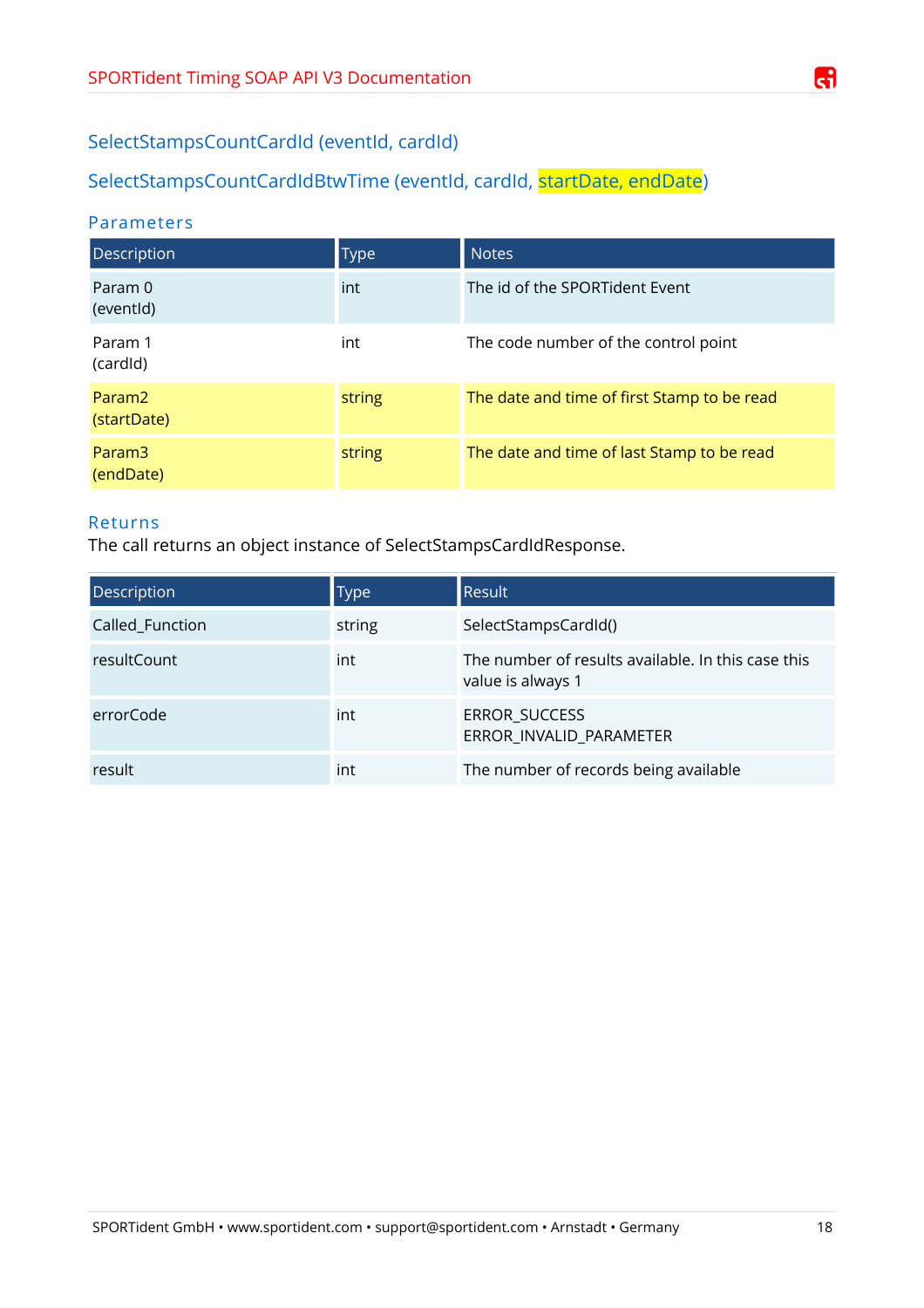## SelectStampsCountCardId (eventId, cardId)

## SelectStampsCountCardIdBtwTime (eventId, cardId, startDate, endDate)

### Parameters

| Description | Type | Notes |
|---|---|---|
| Param 0 (eventId) | int | The id of the SPORTident Event |
| Param 1 (cardId) | int | The code number of the control point |
| Param2 (startDate) | string | The date and time of first Stamp to be read |
| Param3 (endDate) | string | The date and time of last Stamp to be read |

### Returns

The call returns an object instance of SelectStampsCardIdResponse.

| Description | Type | Result |
|---|---|---|
| Called_Function | string | SelectStampsCardId() |
| resultCount | int | The number of results available. In this case this value is always 1 |
| errorCode | int | ERROR_SUCCESS<br>ERROR_INVALID_PARAMETER |
| result | int | The number of records being available |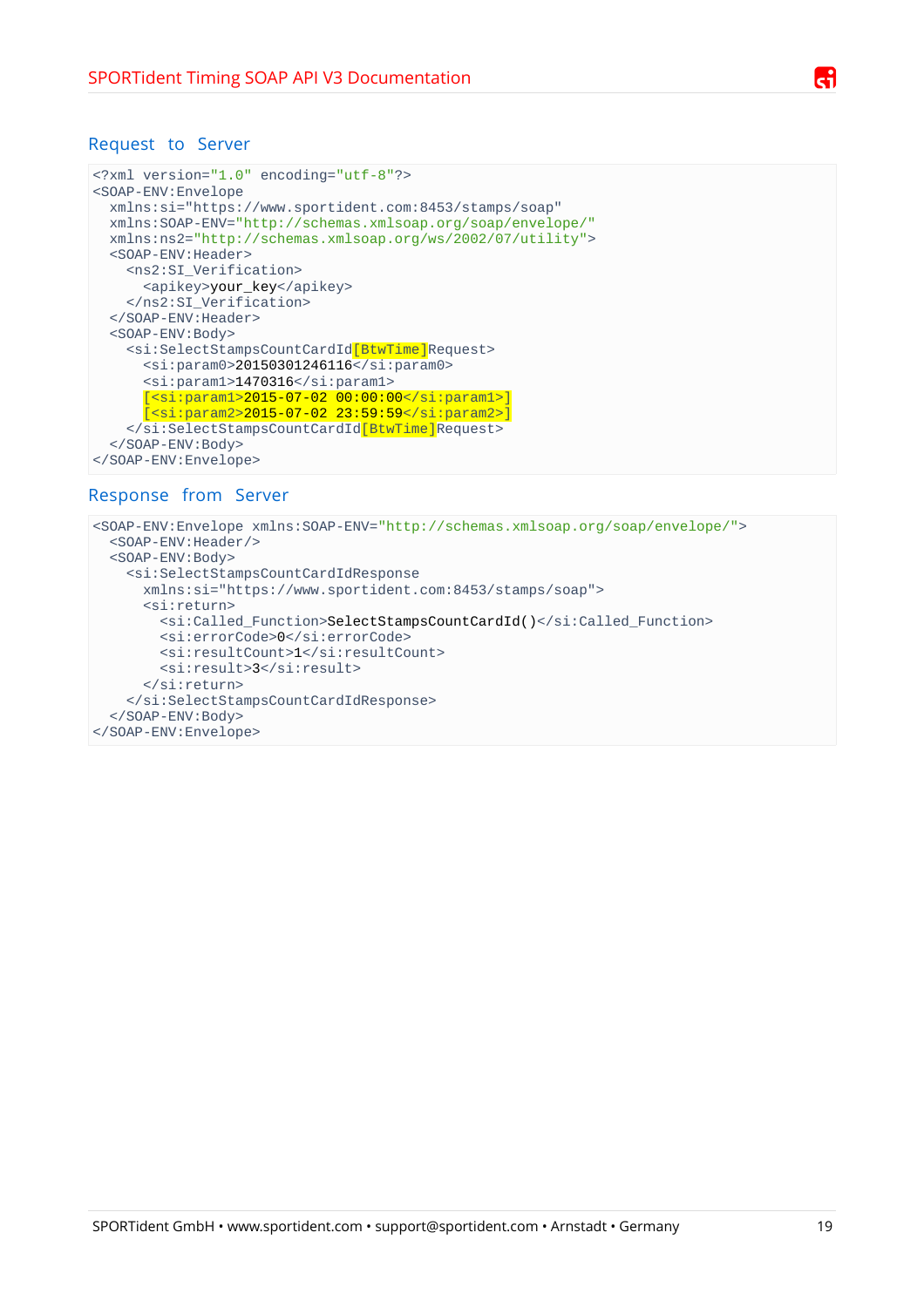## Request to Server

```
<?xml version="1.0" encoding="utf-8"?>
<SOAP-ENV:Envelope
  xmlns:si="https://www.sportident.com:8453/stamps/soap"
  xmlns:SOAP-ENV="http://schemas.xmlsoap.org/soap/envelope/"
  xmlns:ns2="http://schemas.xmlsoap.org/ws/2002/07/utility">
  <SOAP-ENV:Header>
    <ns2:SI_Verification>
      <apikey>your_key</apikey>
    </ns2:SI_Verification>
  </SOAP-ENV:Header>
  <SOAP-ENV:Body>
    <si:SelectStampsCountCardId[BtwTime]Request>
      <si:param0>20150301246116</si:param0>
      <si:param1>1470316</si:param1>
      [<si:param1>2015-07-02 00:00:00</si:param1>]
      [<si:param2>2015-07-02 23:59:59</si:param2>]
    </si:SelectStampsCountCardId[BtwTime]Request>
  </SOAP-ENV:Body>
</SOAP-ENV:Envelope>
```

## Response from Server

```
<SOAP-ENV:Envelope xmlns:SOAP-ENV="http://schemas.xmlsoap.org/soap/envelope/">
  <SOAP-ENV:Header/>
  <SOAP-ENV:Body>
    <si:SelectStampsCountCardIdResponse
      xmlns:si="https://www.sportident.com:8453/stamps/soap">
      <si:return>
        <si:Called_Function>SelectStampsCountCardId()</si:Called_Function>
        <si:errorCode>0</si:errorCode>
        <si:resultCount>1</si:resultCount>
        <si:result>3</si:result>
      </si:return>
    </si:SelectStampsCountCardIdResponse>
  </SOAP-ENV:Body>
</SOAP-ENV:Envelope>
```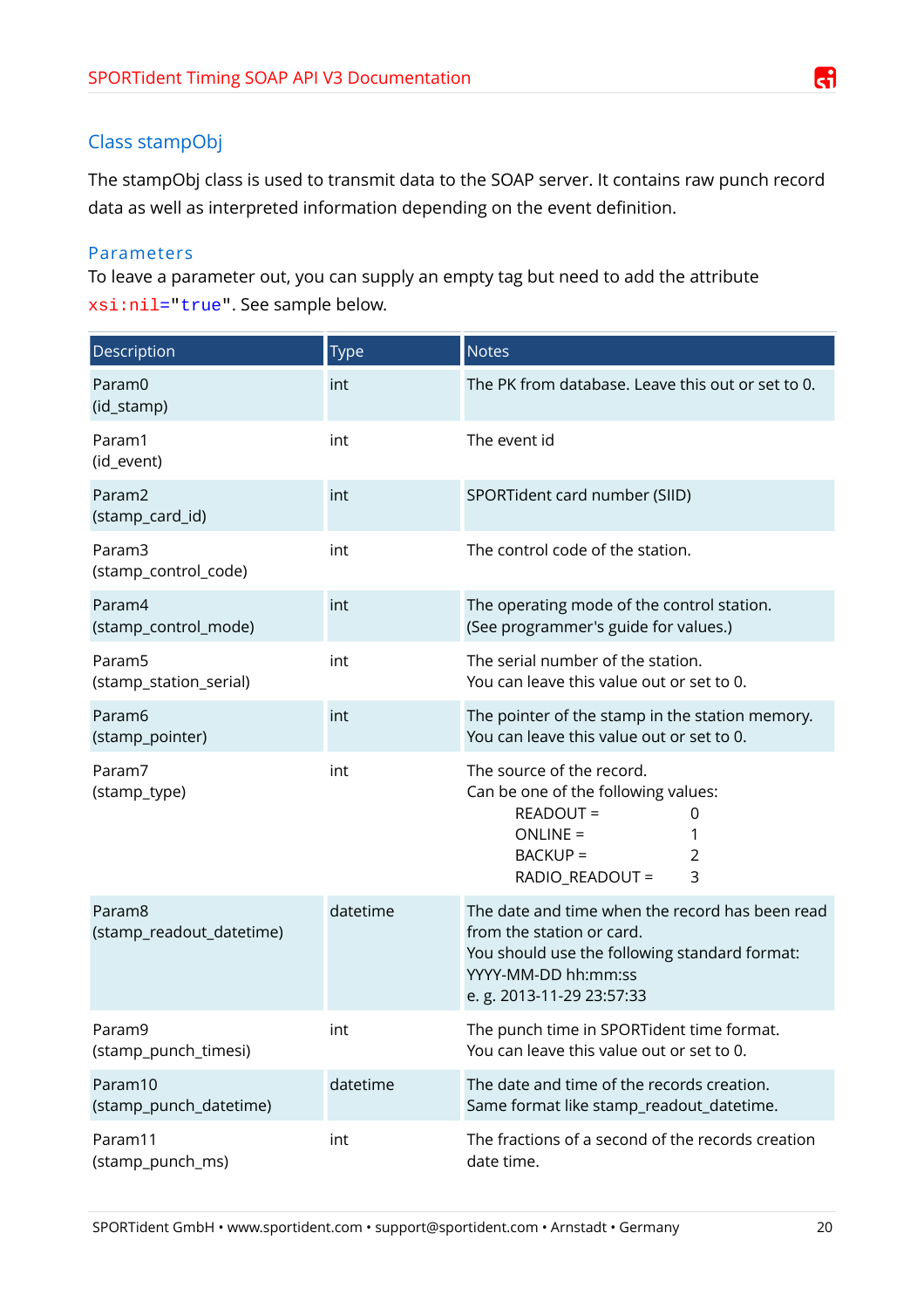## Class stampObj

The stampObj class is used to transmit data to the SOAP server. It contains raw punch record data as well as interpreted information depending on the event definition.

### Parameters

To leave a parameter out, you can supply an empty tag but need to add the attribute `xsi:nil="true"`. See sample below.

| Description | Type | Notes |
|---|---|---|
| Param0 (id_stamp) | int | The PK from database. Leave this out or set to 0. |
| Param1 (id_event) | int | The event id |
| Param2 (stamp_card_id) | int | SPORTident card number (SIID) |
| Param3 (stamp_control_code) | int | The control code of the station. |
| Param4 (stamp_control_mode) | int | The operating mode of the control station. (See programmer's guide for values.) |
| Param5 (stamp_station_serial) | int | The serial number of the station. You can leave this value out or set to 0. |
| Param6 (stamp_pointer) | int | The pointer of the stamp in the station memory. You can leave this value out or set to 0. |
| Param7 (stamp_type) | int | The source of the record. Can be one of the following values: READOUT = 0, ONLINE = 1, BACKUP = 2, RADIO_READOUT = 3 |
| Param8 (stamp_readout_datetime) | datetime | The date and time when the record has been read from the station or card. You should use the following standard format: YYYY-MM-DD hh:mm:ss e. g. 2013-11-29 23:57:33 |
| Param9 (stamp_punch_timesi) | int | The punch time in SPORTident time format. You can leave this value out or set to 0. |
| Param10 (stamp_punch_datetime) | datetime | The date and time of the records creation. Same format like stamp_readout_datetime. |
| Param11 (stamp_punch_ms) | int | The fractions of a second of the records creation date time. |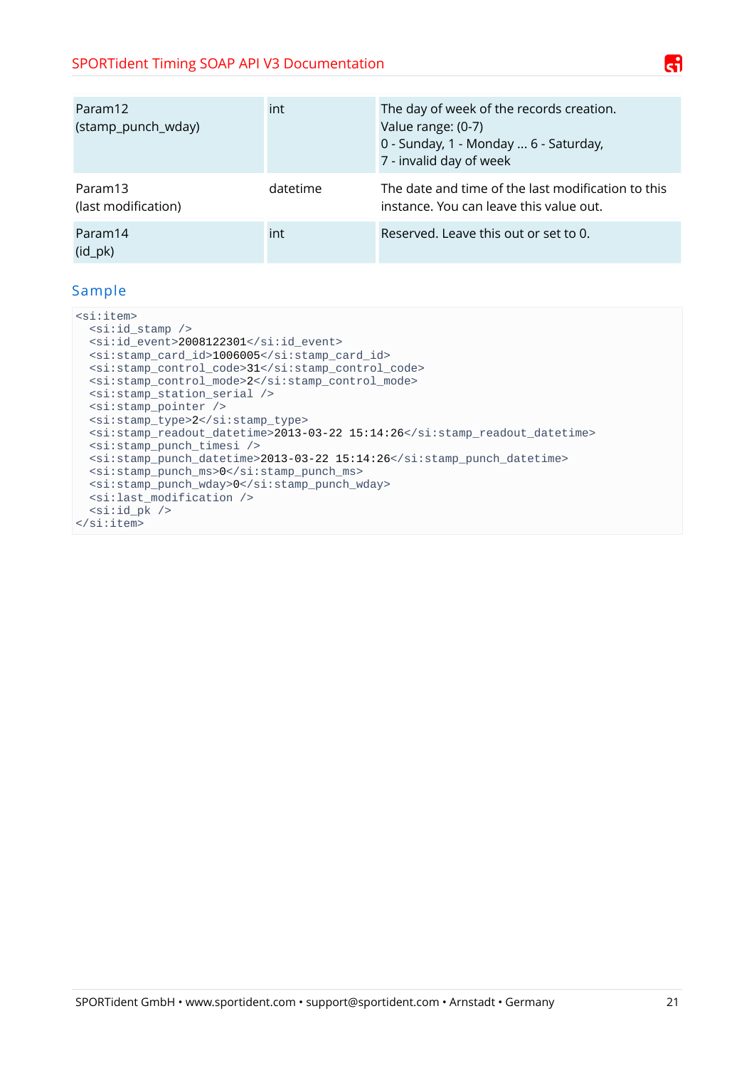| Param12 (stamp_punch_wday) | int | The day of week of the records creation. Value range: (0-7) 0 - Sunday, 1 - Monday ... 6 - Saturday, 7 - invalid day of week |
| --- | --- | --- |
| Param13 (last modification) | datetime | The date and time of the last modification to this instance. You can leave this value out. |
| Param14 (id_pk) | int | Reserved. Leave this out or set to 0. |

## Sample

```
<si:item>
  <si:id_stamp />
  <si:id_event>2008122301</si:id_event>
  <si:stamp_card_id>1006005</si:stamp_card_id>
  <si:stamp_control_code>31</si:stamp_control_code>
  <si:stamp_control_mode>2</si:stamp_control_mode>
  <si:stamp_station_serial />
  <si:stamp_pointer />
  <si:stamp_type>2</si:stamp_type>
  <si:stamp_readout_datetime>2013-03-22 15:14:26</si:stamp_readout_datetime>
  <si:stamp_punch_timesi />
  <si:stamp_punch_datetime>2013-03-22 15:14:26</si:stamp_punch_datetime>
  <si:stamp_punch_ms>0</si:stamp_punch_ms>
  <si:stamp_punch_wday>0</si:stamp_punch_wday>
  <si:last_modification />
  <si:id_pk />
</si:item>
```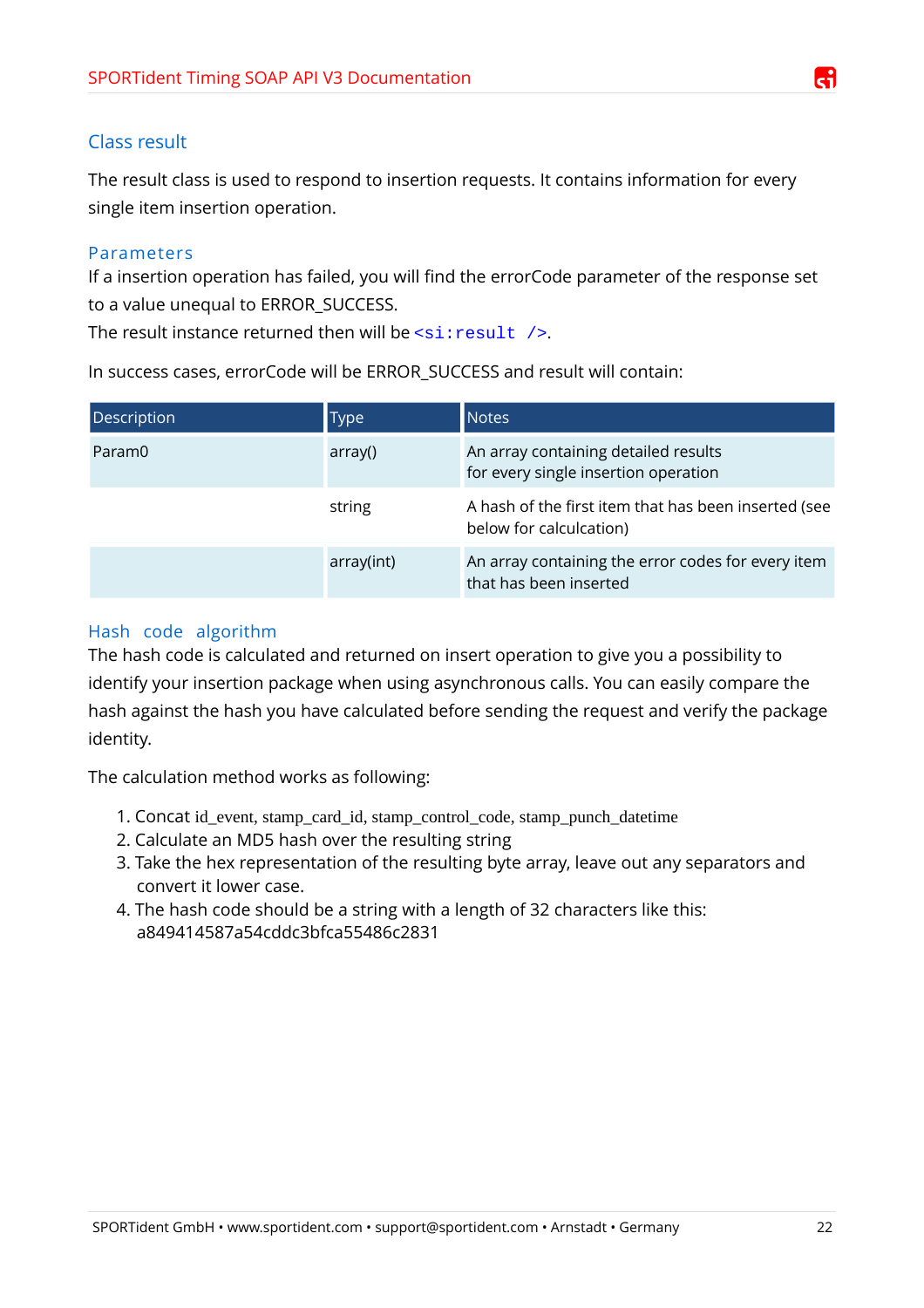## Class result

The result class is used to respond to insertion requests. It contains information for every single item insertion operation.

### Parameters

If a insertion operation has failed, you will find the errorCode parameter of the response set to a value unequal to ERROR_SUCCESS.
The result instance returned then will be `<si:result />`.

In success cases, errorCode will be ERROR_SUCCESS and result will contain:

| Description | Type | Notes |
| --- | --- | --- |
| Param0 | array() | An array containing detailed results for every single insertion operation |
| | string | A hash of the first item that has been inserted (see below for calculcation) |
| | array(int) | An array containing the error codes for every item that has been inserted |

### Hash code algorithm

The hash code is calculated and returned on insert operation to give you a possibility to identify your insertion package when using asynchronous calls. You can easily compare the hash against the hash you have calculated before sending the request and verify the package identity.

The calculation method works as following:

1. Concat id_event, stamp_card_id, stamp_control_code, stamp_punch_datetime
2. Calculate an MD5 hash over the resulting string
3. Take the hex representation of the resulting byte array, leave out any separators and convert it lower case.
4. The hash code should be a string with a length of 32 characters like this:
   a849414587a54cddc3bfca55486c2831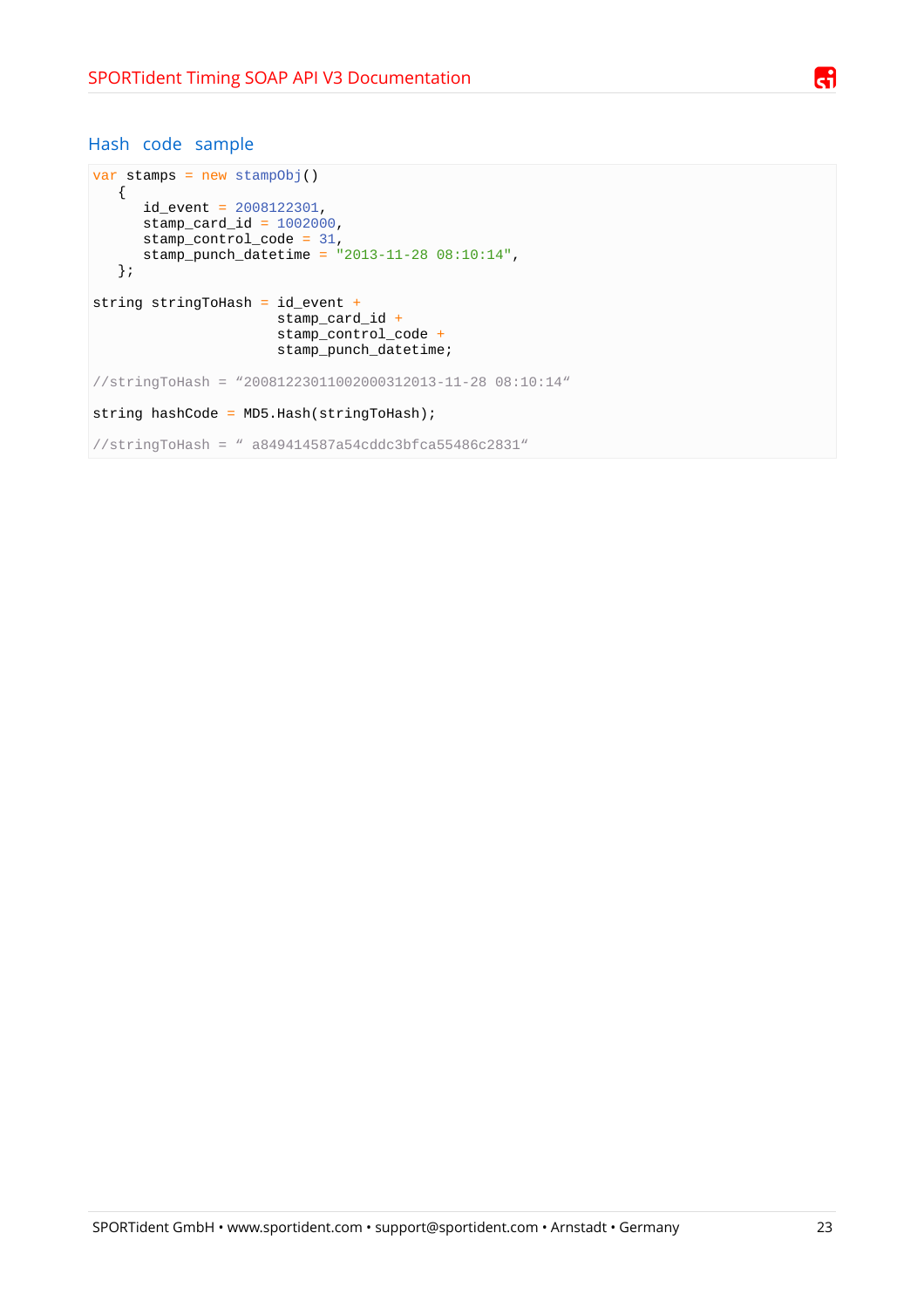## Hash code sample

```
var stamps = new stampObj()
   {
      id_event = 2008122301,
      stamp_card_id = 1002000,
      stamp_control_code = 31,
      stamp_punch_datetime = "2013-11-28 08:10:14",
   };

string stringToHash = id_event +
                      stamp_card_id +
                      stamp_control_code +
                      stamp_punch_datetime;

//stringToHash = “20081223011002000312013-11-28 08:10:14“

string hashCode = MD5.Hash(stringToHash);

//stringToHash = “ a849414587a54cddc3bfca55486c2831“
```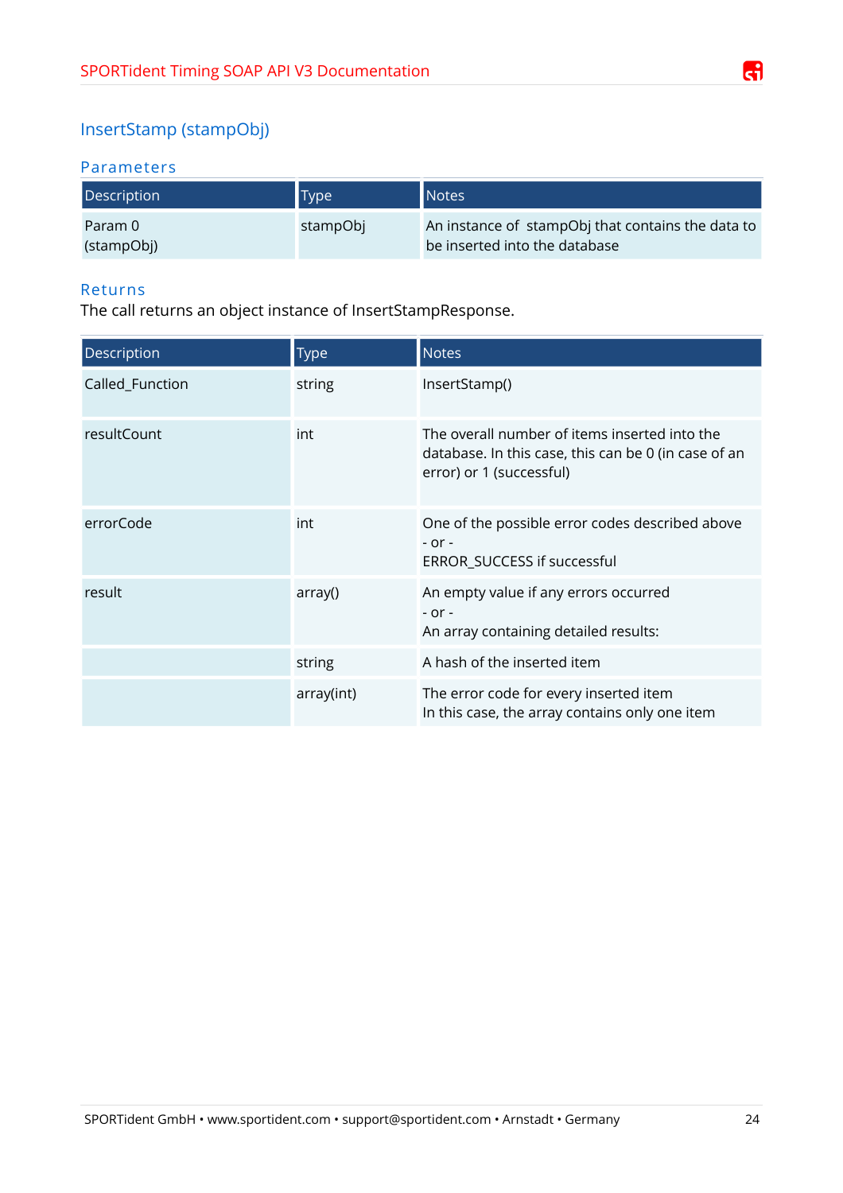## InsertStamp (stampObj)

### Parameters

| Description | Type | Notes |
|---|---|---|
| Param 0 (stampObj) | stampObj | An instance of stampObj that contains the data to be inserted into the database |

### Returns

The call returns an object instance of InsertStampResponse.

| Description | Type | Notes |
|---|---|---|
| Called_Function | string | InsertStamp() |
| resultCount | int | The overall number of items inserted into the database. In this case, this can be 0 (in case of an error) or 1 (successful) |
| errorCode | int | One of the possible error codes described above<br>- or -<br>ERROR_SUCCESS if successful |
| result | array() | An empty value if any errors occurred<br>- or -<br>An array containing detailed results: |
| | string | A hash of the inserted item |
| | array(int) | The error code for every inserted item<br>In this case, the array contains only one item |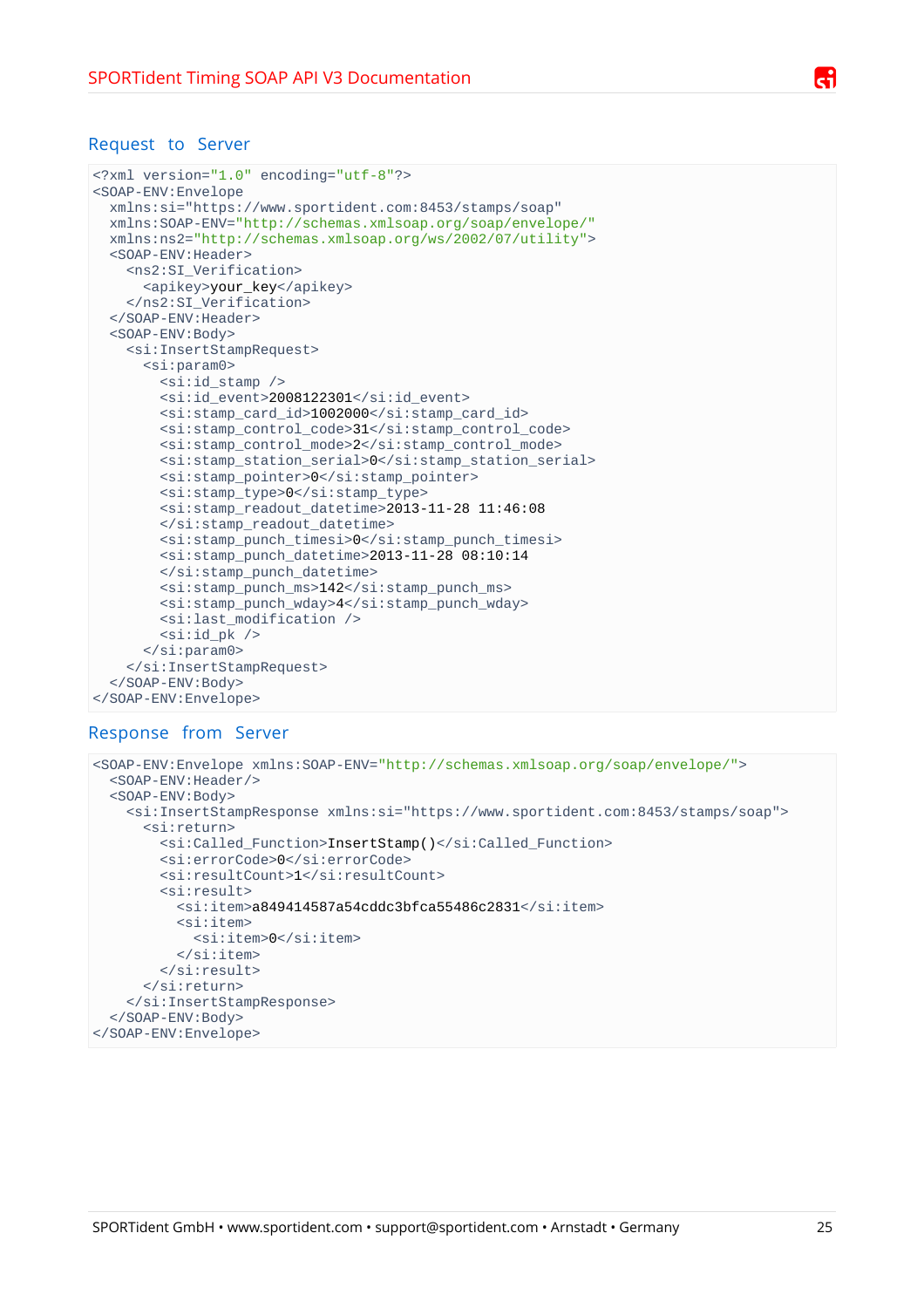### Request to Server

```
<?xml version="1.0" encoding="utf-8"?>
<SOAP-ENV:Envelope
  xmlns:si="https://www.sportident.com:8453/stamps/soap"
  xmlns:SOAP-ENV="http://schemas.xmlsoap.org/soap/envelope/"
  xmlns:ns2="http://schemas.xmlsoap.org/ws/2002/07/utility">
  <SOAP-ENV:Header>
    <ns2:SI_Verification>
      <apikey>your_key</apikey>
    </ns2:SI_Verification>
  </SOAP-ENV:Header>
  <SOAP-ENV:Body>
    <si:InsertStampRequest>
      <si:param0>
        <si:id_stamp />
        <si:id_event>2008122301</si:id_event>
        <si:stamp_card_id>1002000</si:stamp_card_id>
        <si:stamp_control_code>31</si:stamp_control_code>
        <si:stamp_control_mode>2</si:stamp_control_mode>
        <si:stamp_station_serial>0</si:stamp_station_serial>
        <si:stamp_pointer>0</si:stamp_pointer>
        <si:stamp_type>0</si:stamp_type>
        <si:stamp_readout_datetime>2013-11-28 11:46:08
        </si:stamp_readout_datetime>
        <si:stamp_punch_timesi>0</si:stamp_punch_timesi>
        <si:stamp_punch_datetime>2013-11-28 08:10:14
        </si:stamp_punch_datetime>
        <si:stamp_punch_ms>142</si:stamp_punch_ms>
        <si:stamp_punch_wday>4</si:stamp_punch_wday>
        <si:last_modification />
        <si:id_pk />
      </si:param0>
    </si:InsertStampRequest>
  </SOAP-ENV:Body>
</SOAP-ENV:Envelope>
```

### Response from Server

```
<SOAP-ENV:Envelope xmlns:SOAP-ENV="http://schemas.xmlsoap.org/soap/envelope/">
  <SOAP-ENV:Header/>
  <SOAP-ENV:Body>
    <si:InsertStampResponse xmlns:si="https://www.sportident.com:8453/stamps/soap">
      <si:return>
        <si:Called_Function>InsertStamp()</si:Called_Function>
        <si:errorCode>0</si:errorCode>
        <si:resultCount>1</si:resultCount>
        <si:result>
          <si:item>a849414587a54cddc3bfca55486c2831</si:item>
          <si:item>
            <si:item>0</si:item>
          </si:item>
        </si:result>
      </si:return>
    </si:InsertStampResponse>
  </SOAP-ENV:Body>
</SOAP-ENV:Envelope>
```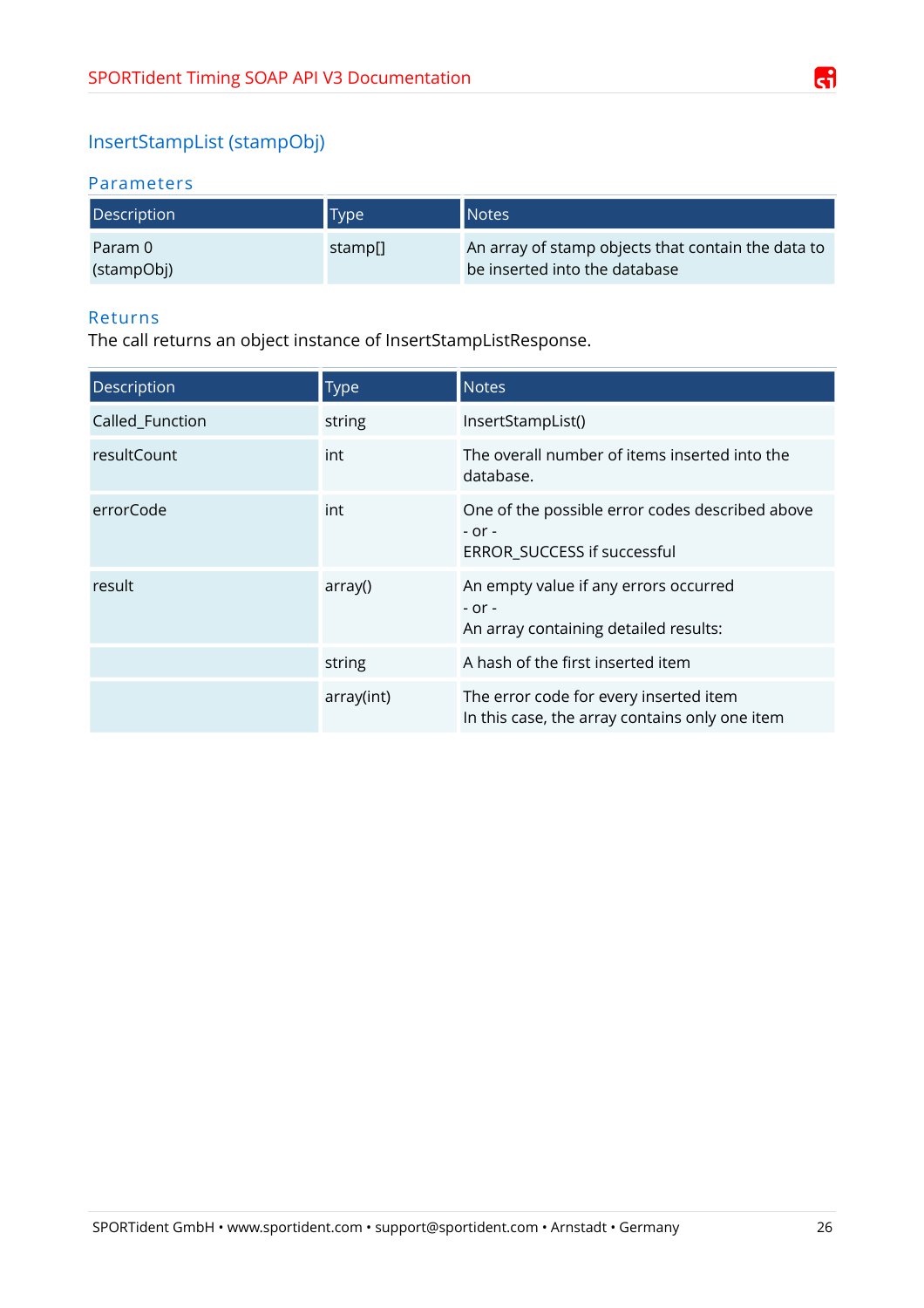## InsertStampList (stampObj)

### Parameters

| Description | Type | Notes |
|---|---|---|
| Param 0 (stampObj) | stamp[] | An array of stamp objects that contain the data to be inserted into the database |

### Returns

The call returns an object instance of InsertStampListResponse.

| Description | Type | Notes |
|---|---|---|
| Called_Function | string | InsertStampList() |
| resultCount | int | The overall number of items inserted into the database. |
| errorCode | int | One of the possible error codes described above<br>- or -<br>ERROR_SUCCESS if successful |
| result | array() | An empty value if any errors occurred<br>- or -<br>An array containing detailed results: |
| | string | A hash of the first inserted item |
| | array(int) | The error code for every inserted item<br>In this case, the array contains only one item |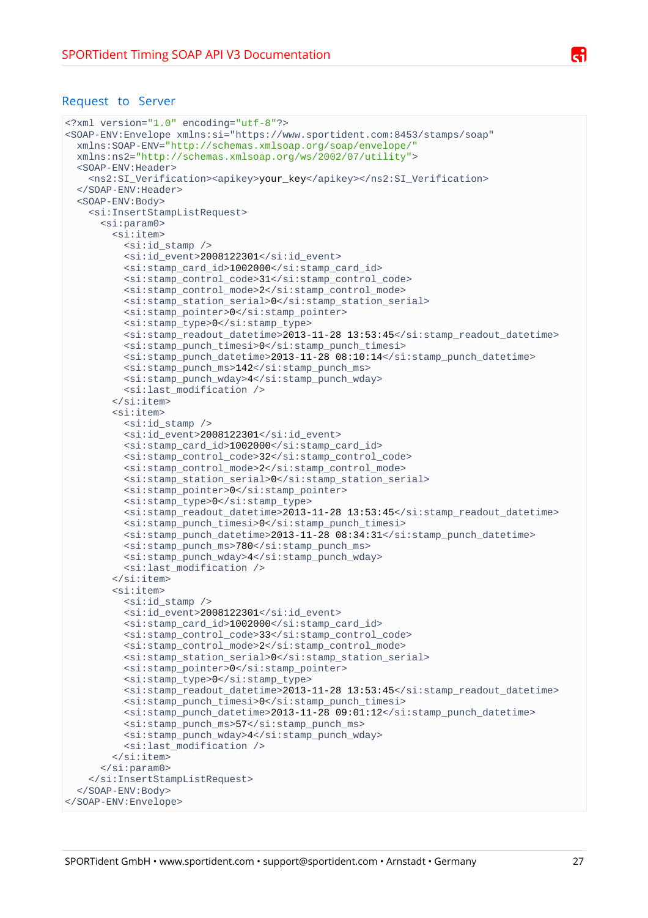### Request to Server

```
<?xml version="1.0" encoding="utf-8"?>
<SOAP-ENV:Envelope xmlns:si="https://www.sportident.com:8453/stamps/soap"
  xmlns:SOAP-ENV="http://schemas.xmlsoap.org/soap/envelope/"
  xmlns:ns2="http://schemas.xmlsoap.org/ws/2002/07/utility">
  <SOAP-ENV:Header>
    <ns2:SI_Verification><apikey>your_key</apikey></ns2:SI_Verification>
  </SOAP-ENV:Header>
  <SOAP-ENV:Body>
    <si:InsertStampListRequest>
      <si:param0>
        <si:item>
          <si:id_stamp />
          <si:id_event>2008122301</si:id_event>
          <si:stamp_card_id>1002000</si:stamp_card_id>
          <si:stamp_control_code>31</si:stamp_control_code>
          <si:stamp_control_mode>2</si:stamp_control_mode>
          <si:stamp_station_serial>0</si:stamp_station_serial>
          <si:stamp_pointer>0</si:stamp_pointer>
          <si:stamp_type>0</si:stamp_type>
          <si:stamp_readout_datetime>2013-11-28 13:53:45</si:stamp_readout_datetime>
          <si:stamp_punch_timesi>0</si:stamp_punch_timesi>
          <si:stamp_punch_datetime>2013-11-28 08:10:14</si:stamp_punch_datetime>
          <si:stamp_punch_ms>142</si:stamp_punch_ms>
          <si:stamp_punch_wday>4</si:stamp_punch_wday>
          <si:last_modification />
        </si:item>
        <si:item>
          <si:id_stamp />
          <si:id_event>2008122301</si:id_event>
          <si:stamp_card_id>1002000</si:stamp_card_id>
          <si:stamp_control_code>32</si:stamp_control_code>
          <si:stamp_control_mode>2</si:stamp_control_mode>
          <si:stamp_station_serial>0</si:stamp_station_serial>
          <si:stamp_pointer>0</si:stamp_pointer>
          <si:stamp_type>0</si:stamp_type>
          <si:stamp_readout_datetime>2013-11-28 13:53:45</si:stamp_readout_datetime>
          <si:stamp_punch_timesi>0</si:stamp_punch_timesi>
          <si:stamp_punch_datetime>2013-11-28 08:34:31</si:stamp_punch_datetime>
          <si:stamp_punch_ms>780</si:stamp_punch_ms>
          <si:stamp_punch_wday>4</si:stamp_punch_wday>
          <si:last_modification />
        </si:item>
        <si:item>
          <si:id_stamp />
          <si:id_event>2008122301</si:id_event>
          <si:stamp_card_id>1002000</si:stamp_card_id>
          <si:stamp_control_code>33</si:stamp_control_code>
          <si:stamp_control_mode>2</si:stamp_control_mode>
          <si:stamp_station_serial>0</si:stamp_station_serial>
          <si:stamp_pointer>0</si:stamp_pointer>
          <si:stamp_type>0</si:stamp_type>
          <si:stamp_readout_datetime>2013-11-28 13:53:45</si:stamp_readout_datetime>
          <si:stamp_punch_timesi>0</si:stamp_punch_timesi>
          <si:stamp_punch_datetime>2013-11-28 09:01:12</si:stamp_punch_datetime>
          <si:stamp_punch_ms>57</si:stamp_punch_ms>
          <si:stamp_punch_wday>4</si:stamp_punch_wday>
          <si:last_modification />
        </si:item>
      </si:param0>
    </si:InsertStampListRequest>
  </SOAP-ENV:Body>
</SOAP-ENV:Envelope>
```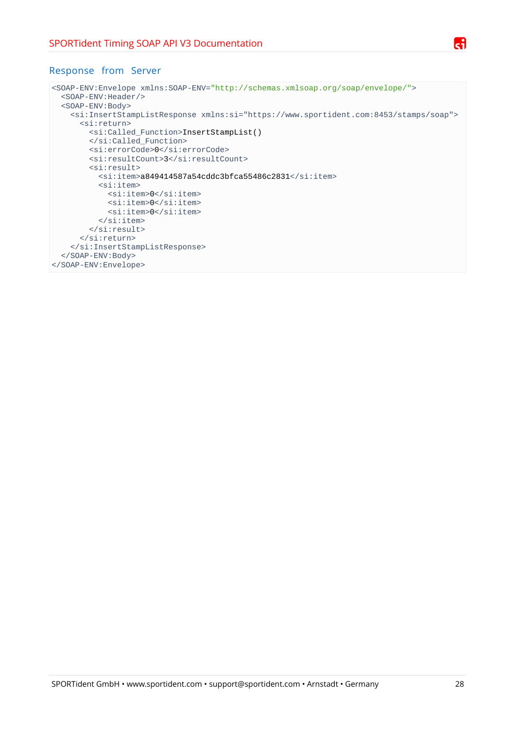## Response from Server

```
<SOAP-ENV:Envelope xmlns:SOAP-ENV="http://schemas.xmlsoap.org/soap/envelope/">
  <SOAP-ENV:Header/>
  <SOAP-ENV:Body>
    <si:InsertStampListResponse xmlns:si="https://www.sportident.com:8453/stamps/soap">
      <si:return>
        <si:Called_Function>InsertStampList()
        </si:Called_Function>
        <si:errorCode>0</si:errorCode>
        <si:resultCount>3</si:resultCount>
        <si:result>
          <si:item>a849414587a54cddc3bfca55486c2831</si:item>
          <si:item>
            <si:item>0</si:item>
            <si:item>0</si:item>
            <si:item>0</si:item>
          </si:item>
        </si:result>
      </si:return>
    </si:InsertStampListResponse>
  </SOAP-ENV:Body>
</SOAP-ENV:Envelope>
```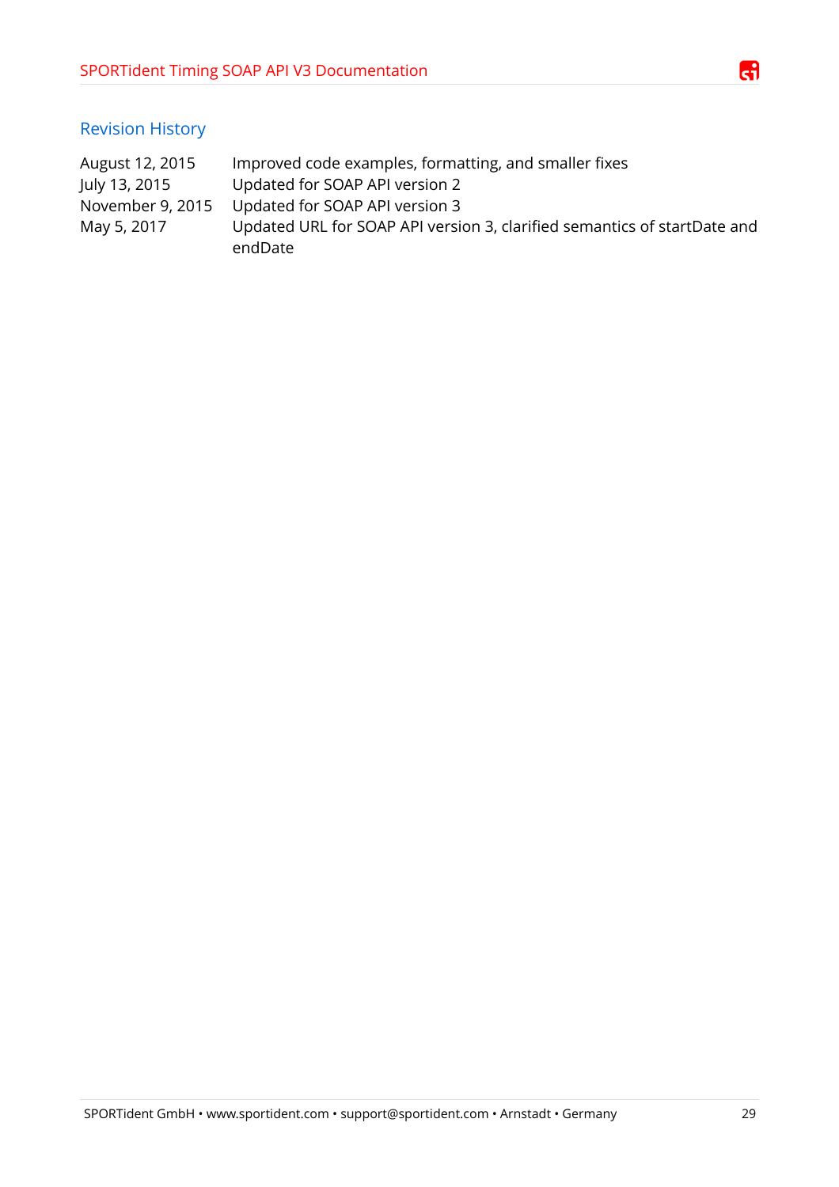## Revision History

| | |
|---|---|
| August 12, 2015 | Improved code examples, formatting, and smaller fixes |
| July 13, 2015 | Updated for SOAP API version 2 |
| November 9, 2015 | Updated for SOAP API version 3 |
| May 5, 2017 | Updated URL for SOAP API version 3, clarified semantics of startDate and endDate |